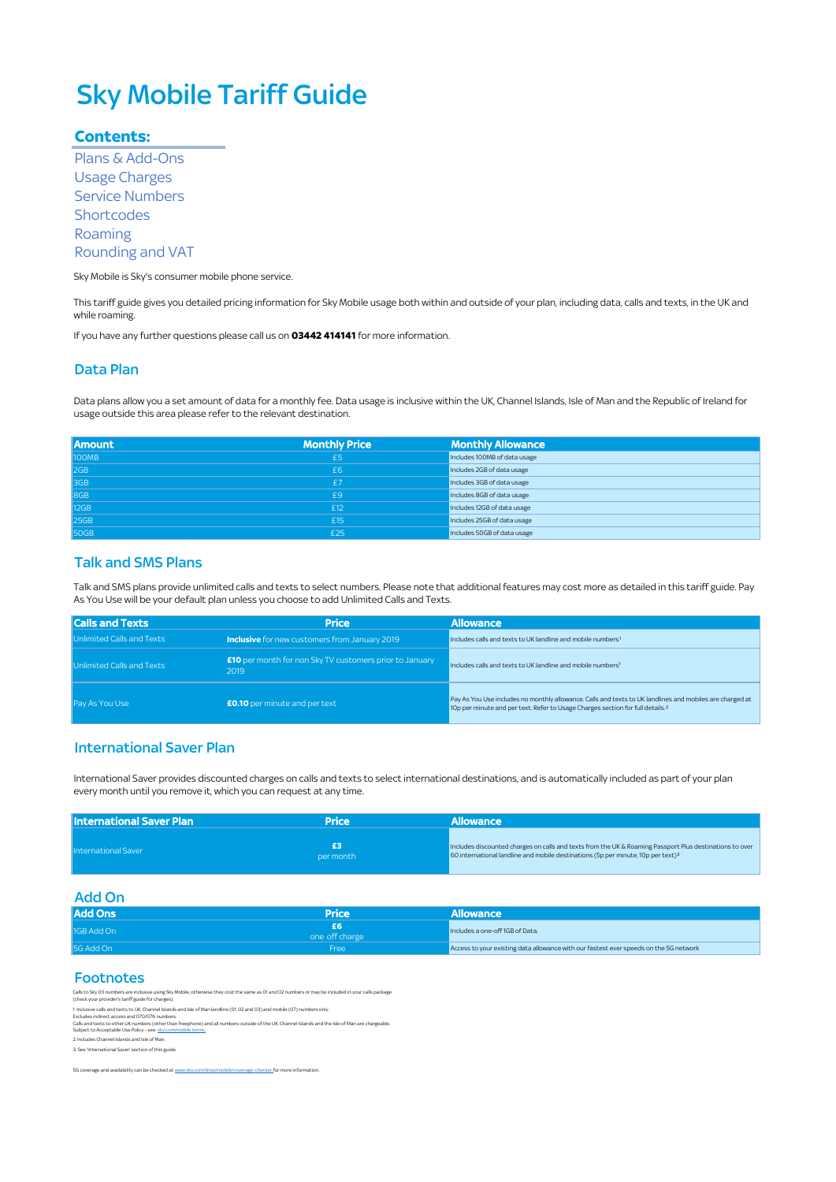# Sky Mobile Tariff Guide

## Contents:

Plans & Add-Ons
Usage Charges
Service Numbers
Shortcodes
Roaming
Rounding and VAT

Sky Mobile is Sky's consumer mobile phone service.

This tariff guide gives you detailed pricing information for Sky Mobile usage both within and outside of your plan, including data, calls and texts, in the UK and while roaming.

If you have any further questions please call us on **03442 414141** for more information.

## Data Plan

Data plans allow you a set amount of data for a monthly fee. Data usage is inclusive within the UK, Channel Islands, Isle of Man and the Republic of Ireland for usage outside this area please refer to the relevant destination.

| Amount | Monthly Price | Monthly Allowance |
|---|---|---|
| 100MB | £5 | Includes 100MB of data usage |
| 2GB | £6 | Includes 2GB of data usage |
| 3GB | £7 | Includes 3GB of data usage |
| 8GB | £9 | Includes 8GB of data usage |
| 12GB | £12 | Includes 12GB of data usage |
| 25GB | £15 | Includes 25GB of data usage |
| 50GB | £25 | Includes 50GB of data usage |

## Talk and SMS Plans

Talk and SMS plans provide unlimited calls and texts to select numbers. Please note that additional features may cost more as detailed in this tariff guide. Pay As You Use will be your default plan unless you choose to add Unlimited Calls and Texts.

| Calls and Texts | Price | Allowance |
|---|---|---|
| Unlimited Calls and Texts | **Inclusive** for new customers from January 2019 | Includes calls and texts to UK landline and mobile numbers[1] |
| Unlimited Calls and Texts | **£10** per month for non Sky TV customers prior to January 2019 | Includes calls and texts to UK landline and mobile numbers[1] |
| Pay As You Use | **£0.10** per minute and per text | Pay As You Use includes no monthly allowance. Calls and texts to UK landlines and mobiles are charged at 10p per minute and per text. Refer to Usage Charges section for full details.[2] |

## International Saver Plan

International Saver provides discounted charges on calls and texts to select international destinations, and is automatically included as part of your plan every month until you remove it, which you can request at any time.

| International Saver Plan | Price | Allowance |
|---|---|---|
| International Saver | **£3** per month | Includes discounted charges on calls and texts from the UK & Roaming Passport Plus destinations to over 60 international landline and mobile destinations (5p per minute, 10p per text)[3] |

## Add On

| Add Ons | Price | Allowance |
|---|---|---|
| 1GB Add On | **£6** one off charge | Includes a one-off 1GB of Data. |
| 5G Add On | Free | Access to your existing data allowance with our fastest ever speeds on the 5G network |

## Footnotes

Calls to Sky 03 numbers are inclusive using Sky Mobile, otherwise they cost the same as 01 and 02 numbers or may be included in your calls package (check your provider's tariff guide for charges).

1. Inclusive calls and texts to UK, Channel Islands and Isle of Man landline (01, 02 and 03) and mobile (07) numbers only.
Excludes indirect access and 070/076 numbers.
Calls and texts to other UK numbers (other than freephone) and all numbers outside of the UK, Channel Islands and the Isle of Man are chargeable.
Subject to Acceptable Use Policy - see sky.com/mobile terms.

2. Includes Channel Islands and Isle of Man.

3. See 'International Saver' section of this guide.

5G coverage and availability can be checked at www.sky.com/shop/mobile/coverage-checker for more information.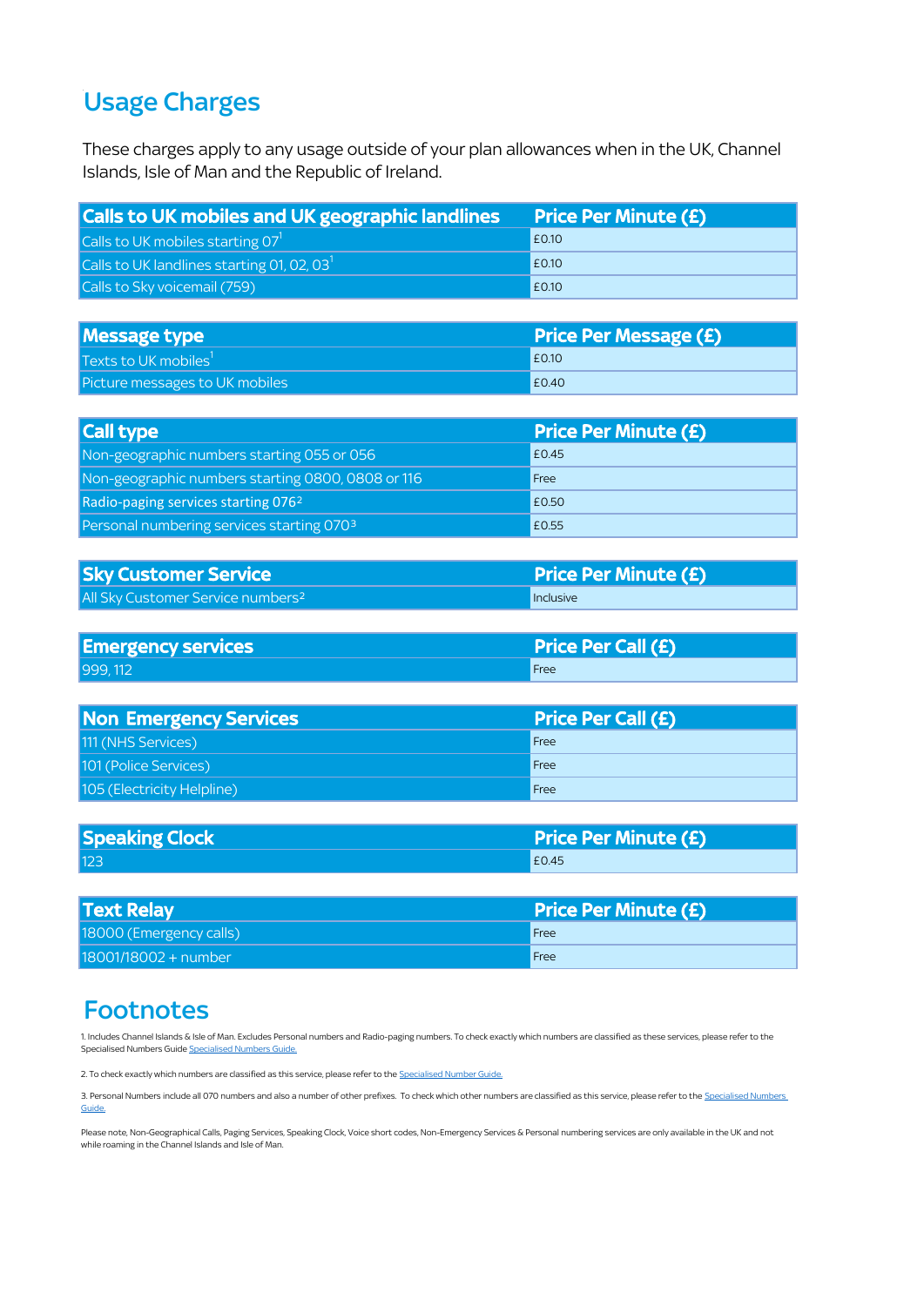## Usage Charges

These charges apply to any usage outside of your plan allowances when in the UK, Channel Islands, Isle of Man and the Republic of Ireland.

| Calls to UK mobiles and UK geographic landlines | Price Per Minute (£) |
|---|---|
| Calls to UK mobiles starting 07[1] | £0.10 |
| Calls to UK landlines starting 01, 02, 03[1] | £0.10 |
| Calls to Sky voicemail (759) | £0.10 |

| Message type | Price Per Message (£) |
|---|---|
| Texts to UK mobiles[1] | £0.10 |
| Picture messages to UK mobiles | £0.40 |

| Call type | Price Per Minute (£) |
|---|---|
| Non-geographic numbers starting 055 or 056 | £0.45 |
| Non-geographic numbers starting 0800, 0808 or 116 | Free |
| Radio-paging services starting 076[2] | £0.50 |
| Personal numbering services starting 070[3] | £0.55 |

| Sky Customer Service | Price Per Minute (£) |
|---|---|
| All Sky Customer Service numbers[2] | Inclusive |

| Emergency services | Price Per Call (£) |
|---|---|
| 999, 112 | Free |

| Non Emergency Services | Price Per Call (£) |
|---|---|
| 111 (NHS Services) | Free |
| 101 (Police Services) | Free |
| 105 (Electricity Helpline) | Free |

| Speaking Clock | Price Per Minute (£) |
|---|---|
| 123 | £0.45 |

| Text Relay | Price Per Minute (£) |
|---|---|
| 18000 (Emergency calls) | Free |
| 18001/18002 + number | Free |

## Footnotes

1. Includes Channel Islands & Isle of Man. Excludes Personal numbers and Radio-paging numbers. To check exactly which numbers are classified as these services, please refer to the Specialised Numbers Guide Specialised Numbers Guide.

2. To check exactly which numbers are classified as this service, please refer to the Specialised Number Guide.

3. Personal Numbers include all 070 numbers and also a number of other prefixes. To check which other numbers are classified as this service, please refer to the Specialised Numbers Guide.

Please note, Non-Geographical Calls, Paging Services, Speaking Clock, Voice short codes, Non-Emergency Services & Personal numbering services are only available in the UK and not while roaming in the Channel Islands and Isle of Man.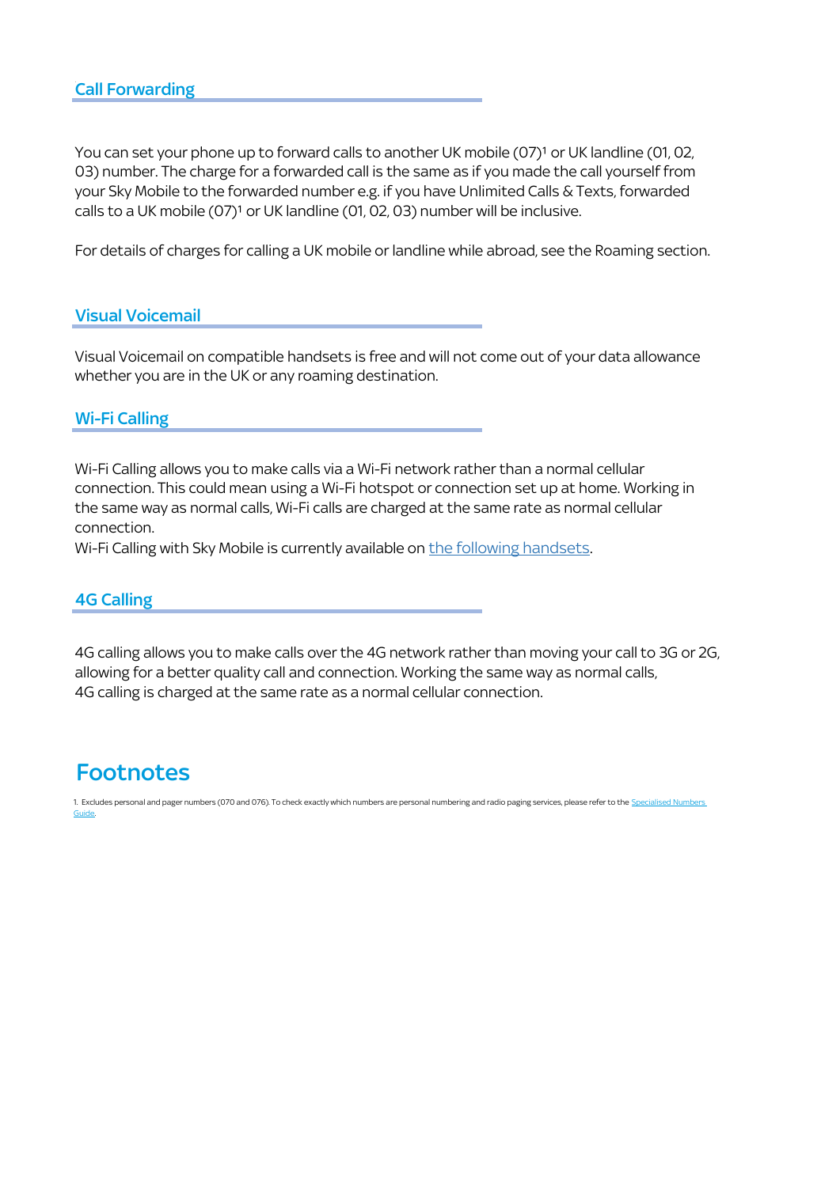## Call Forwarding

You can set your phone up to forward calls to another UK mobile (07)[1] or UK landline (01, 02, 03) number. The charge for a forwarded call is the same as if you made the call yourself from your Sky Mobile to the forwarded number e.g. if you have Unlimited Calls & Texts, forwarded calls to a UK mobile (07)[1] or UK landline (01, 02, 03) number will be inclusive.

For details of charges for calling a UK mobile or landline while abroad, see the Roaming section.

## Visual Voicemail

Visual Voicemail on compatible handsets is free and will not come out of your data allowance whether you are in the UK or any roaming destination.

## Wi-Fi Calling

Wi-Fi Calling allows you to make calls via a Wi-Fi network rather than a normal cellular connection. This could mean using a Wi-Fi hotspot or connection set up at home. Working in the same way as normal calls, Wi-Fi calls are charged at the same rate as normal cellular connection.

Wi-Fi Calling with Sky Mobile is currently available on the following handsets.

## 4G Calling

4G calling allows you to make calls over the 4G network rather than moving your call to 3G or 2G, allowing for a better quality call and connection. Working the same way as normal calls, 4G calling is charged at the same rate as a normal cellular connection.

# Footnotes

1. Excludes personal and pager numbers (070 and 076). To check exactly which numbers are personal numbering and radio paging services, please refer to the Specialised Numbers Guide.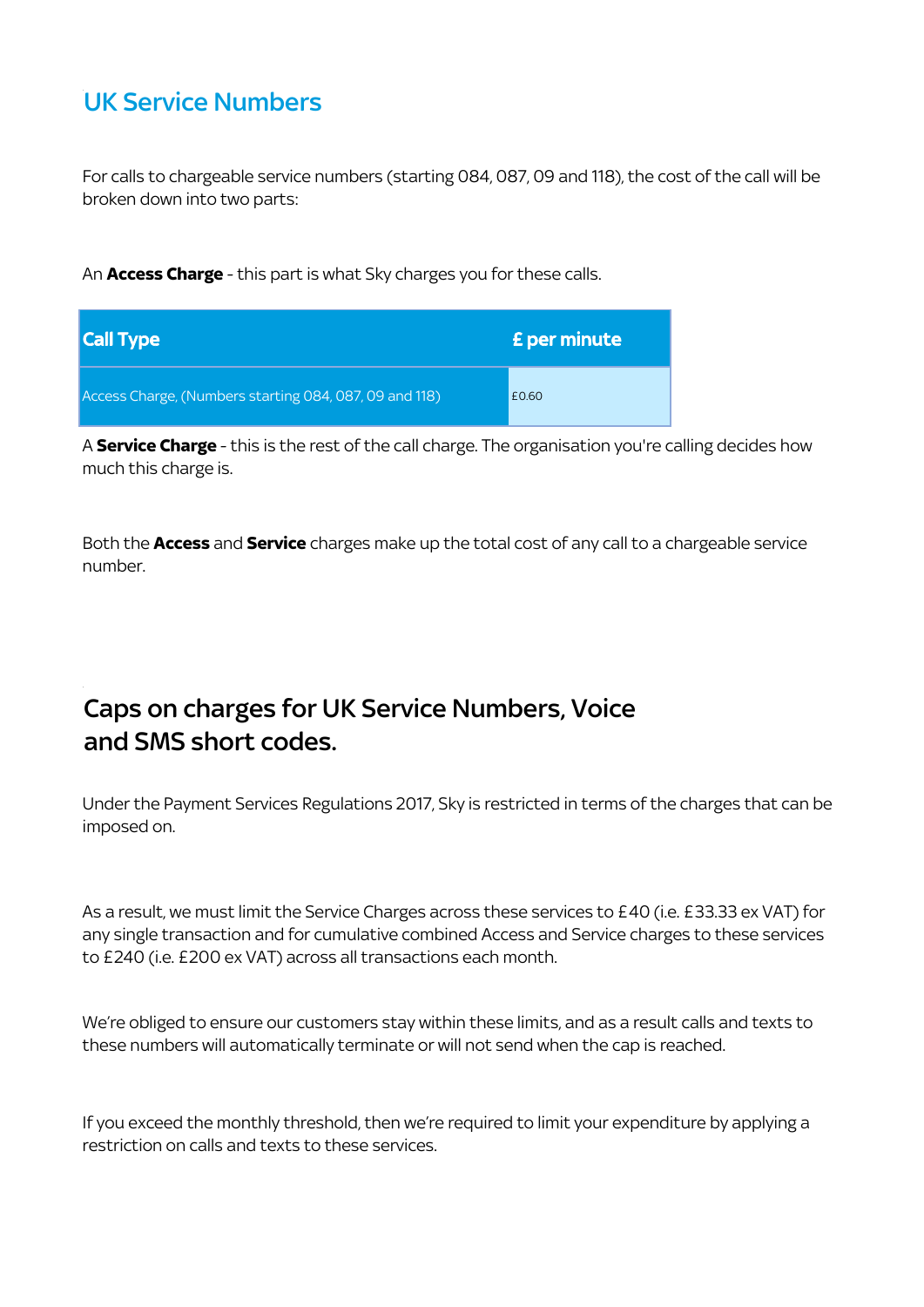## UK Service Numbers

For calls to chargeable service numbers (starting 084, 087, 09 and 118), the cost of the call will be broken down into two parts:

An **Access Charge** - this part is what Sky charges you for these calls.

| Call Type | £ per minute |
|---|---|
| Access Charge, (Numbers starting 084, 087, 09 and 118) | £0.60 |

A **Service Charge** - this is the rest of the call charge. The organisation you're calling decides how much this charge is.

Both the **Access** and **Service** charges make up the total cost of any call to a chargeable service number.

## Caps on charges for UK Service Numbers, Voice and SMS short codes.

Under the Payment Services Regulations 2017, Sky is restricted in terms of the charges that can be imposed on.

As a result, we must limit the Service Charges across these services to £40 (i.e. £33.33 ex VAT) for any single transaction and for cumulative combined Access and Service charges to these services to £240 (i.e. £200 ex VAT) across all transactions each month.

We're obliged to ensure our customers stay within these limits, and as a result calls and texts to these numbers will automatically terminate or will not send when the cap is reached.

If you exceed the monthly threshold, then we're required to limit your expenditure by applying a restriction on calls and texts to these services.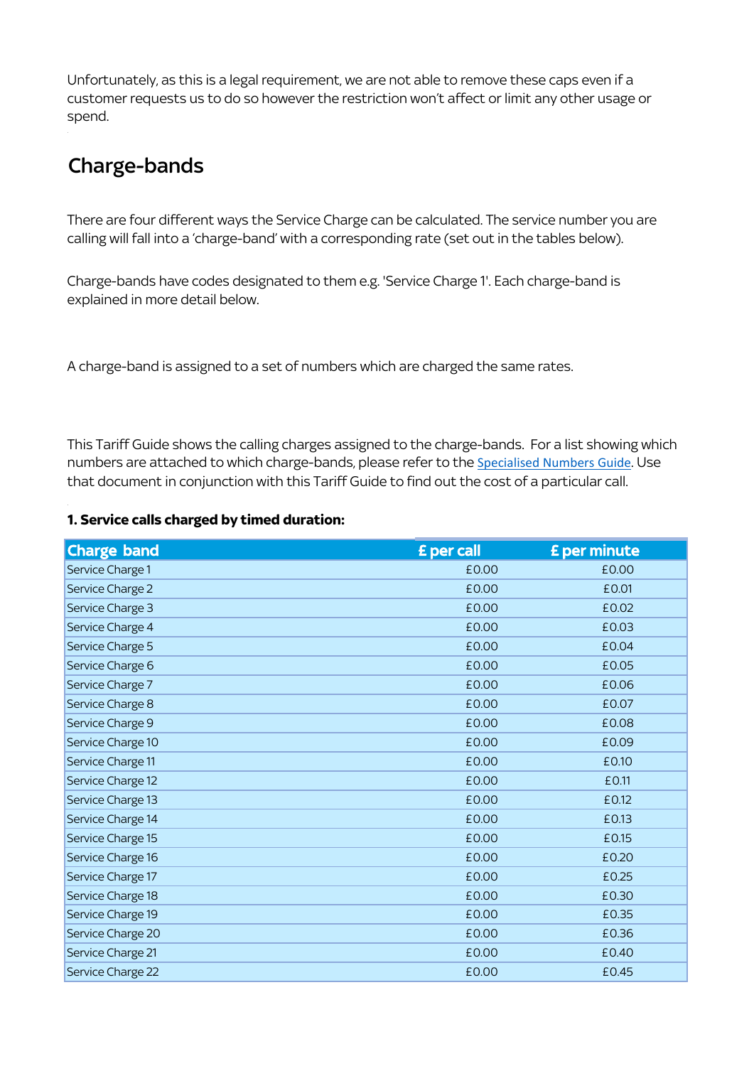Unfortunately, as this is a legal requirement, we are not able to remove these caps even if a customer requests us to do so however the restriction won't affect or limit any other usage or spend.

## Charge-bands

There are four different ways the Service Charge can be calculated. The service number you are calling will fall into a 'charge-band' with a corresponding rate (set out in the tables below).

Charge-bands have codes designated to them e.g. 'Service Charge 1'. Each charge-band is explained in more detail below.

A charge-band is assigned to a set of numbers which are charged the same rates.

This Tariff Guide shows the calling charges assigned to the charge-bands. For a list showing which numbers are attached to which charge-bands, please refer to the Specialised Numbers Guide. Use that document in conjunction with this Tariff Guide to find out the cost of a particular call.

**1. Service calls charged by timed duration:**

| Charge band | £ per call | £ per minute |
|---|---|---|
| Service Charge 1 | £0.00 | £0.00 |
| Service Charge 2 | £0.00 | £0.01 |
| Service Charge 3 | £0.00 | £0.02 |
| Service Charge 4 | £0.00 | £0.03 |
| Service Charge 5 | £0.00 | £0.04 |
| Service Charge 6 | £0.00 | £0.05 |
| Service Charge 7 | £0.00 | £0.06 |
| Service Charge 8 | £0.00 | £0.07 |
| Service Charge 9 | £0.00 | £0.08 |
| Service Charge 10 | £0.00 | £0.09 |
| Service Charge 11 | £0.00 | £0.10 |
| Service Charge 12 | £0.00 | £0.11 |
| Service Charge 13 | £0.00 | £0.12 |
| Service Charge 14 | £0.00 | £0.13 |
| Service Charge 15 | £0.00 | £0.15 |
| Service Charge 16 | £0.00 | £0.20 |
| Service Charge 17 | £0.00 | £0.25 |
| Service Charge 18 | £0.00 | £0.30 |
| Service Charge 19 | £0.00 | £0.35 |
| Service Charge 20 | £0.00 | £0.36 |
| Service Charge 21 | £0.00 | £0.40 |
| Service Charge 22 | £0.00 | £0.45 |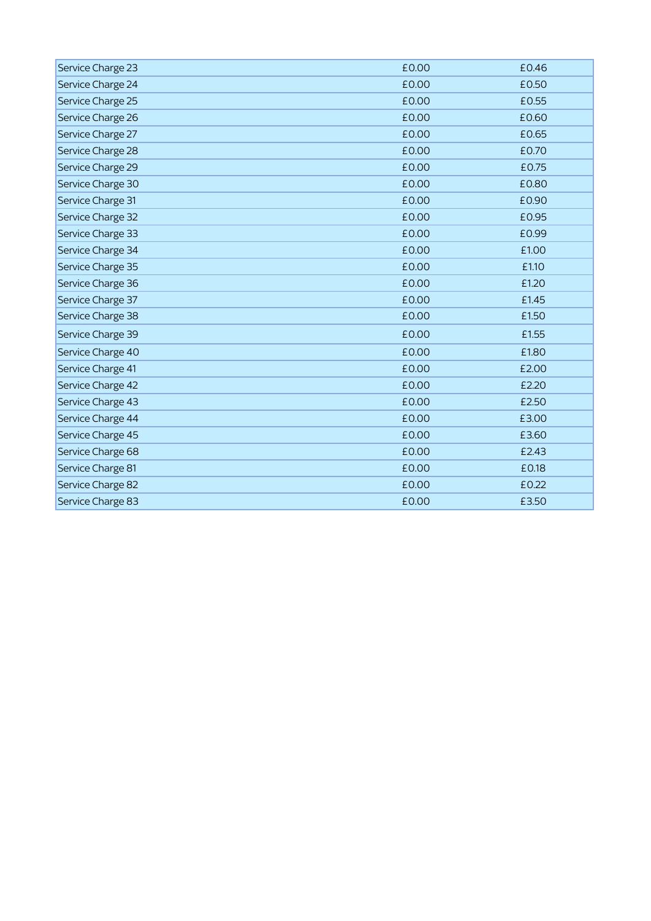| Service Charge 23 | £0.00 | £0.46 |
|---|---|---|
| Service Charge 24 | £0.00 | £0.50 |
| Service Charge 25 | £0.00 | £0.55 |
| Service Charge 26 | £0.00 | £0.60 |
| Service Charge 27 | £0.00 | £0.65 |
| Service Charge 28 | £0.00 | £0.70 |
| Service Charge 29 | £0.00 | £0.75 |
| Service Charge 30 | £0.00 | £0.80 |
| Service Charge 31 | £0.00 | £0.90 |
| Service Charge 32 | £0.00 | £0.95 |
| Service Charge 33 | £0.00 | £0.99 |
| Service Charge 34 | £0.00 | £1.00 |
| Service Charge 35 | £0.00 | £1.10 |
| Service Charge 36 | £0.00 | £1.20 |
| Service Charge 37 | £0.00 | £1.45 |
| Service Charge 38 | £0.00 | £1.50 |
| Service Charge 39 | £0.00 | £1.55 |
| Service Charge 40 | £0.00 | £1.80 |
| Service Charge 41 | £0.00 | £2.00 |
| Service Charge 42 | £0.00 | £2.20 |
| Service Charge 43 | £0.00 | £2.50 |
| Service Charge 44 | £0.00 | £3.00 |
| Service Charge 45 | £0.00 | £3.60 |
| Service Charge 68 | £0.00 | £2.43 |
| Service Charge 81 | £0.00 | £0.18 |
| Service Charge 82 | £0.00 | £0.22 |
| Service Charge 83 | £0.00 | £3.50 |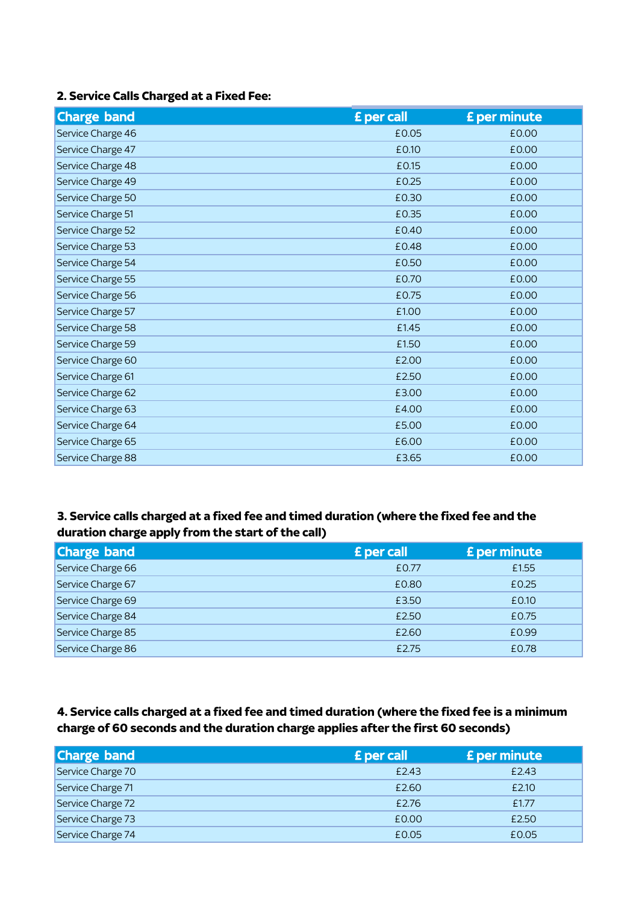### 2. Service Calls Charged at a Fixed Fee:

| Charge band | £ per call | £ per minute |
|---|---|---|
| Service Charge 46 | £0.05 | £0.00 |
| Service Charge 47 | £0.10 | £0.00 |
| Service Charge 48 | £0.15 | £0.00 |
| Service Charge 49 | £0.25 | £0.00 |
| Service Charge 50 | £0.30 | £0.00 |
| Service Charge 51 | £0.35 | £0.00 |
| Service Charge 52 | £0.40 | £0.00 |
| Service Charge 53 | £0.48 | £0.00 |
| Service Charge 54 | £0.50 | £0.00 |
| Service Charge 55 | £0.70 | £0.00 |
| Service Charge 56 | £0.75 | £0.00 |
| Service Charge 57 | £1.00 | £0.00 |
| Service Charge 58 | £1.45 | £0.00 |
| Service Charge 59 | £1.50 | £0.00 |
| Service Charge 60 | £2.00 | £0.00 |
| Service Charge 61 | £2.50 | £0.00 |
| Service Charge 62 | £3.00 | £0.00 |
| Service Charge 63 | £4.00 | £0.00 |
| Service Charge 64 | £5.00 | £0.00 |
| Service Charge 65 | £6.00 | £0.00 |
| Service Charge 88 | £3.65 | £0.00 |

### 3. Service calls charged at a fixed fee and timed duration (where the fixed fee and the duration charge apply from the start of the call)

| Charge band | £ per call | £ per minute |
|---|---|---|
| Service Charge 66 | £0.77 | £1.55 |
| Service Charge 67 | £0.80 | £0.25 |
| Service Charge 69 | £3.50 | £0.10 |
| Service Charge 84 | £2.50 | £0.75 |
| Service Charge 85 | £2.60 | £0.99 |
| Service Charge 86 | £2.75 | £0.78 |

### 4. Service calls charged at a fixed fee and timed duration (where the fixed fee is a minimum charge of 60 seconds and the duration charge applies after the first 60 seconds)

| Charge band | £ per call | £ per minute |
|---|---|---|
| Service Charge 70 | £2.43 | £2.43 |
| Service Charge 71 | £2.60 | £2.10 |
| Service Charge 72 | £2.76 | £1.77 |
| Service Charge 73 | £0.00 | £2.50 |
| Service Charge 74 | £0.05 | £0.05 |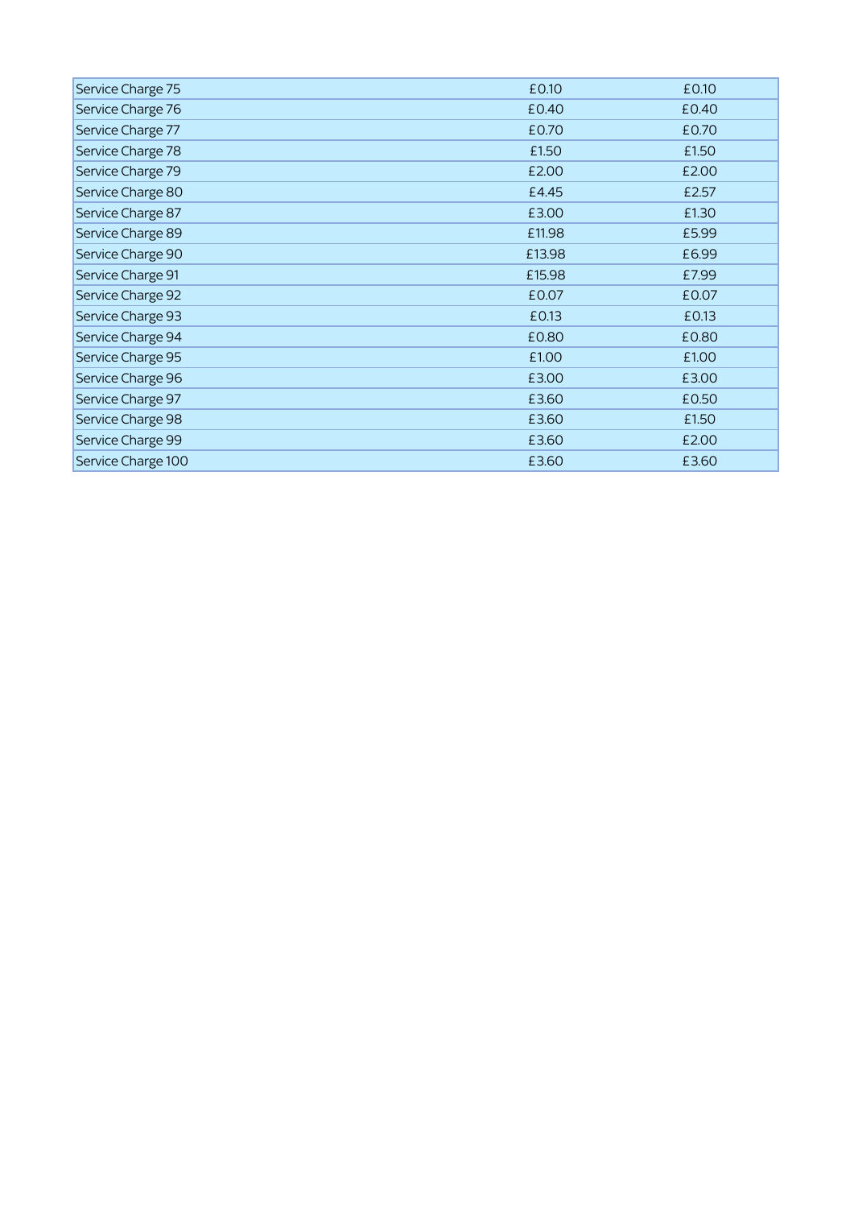| | | |
|---|---|---|
| Service Charge 75 | £0.10 | £0.10 |
| Service Charge 76 | £0.40 | £0.40 |
| Service Charge 77 | £0.70 | £0.70 |
| Service Charge 78 | £1.50 | £1.50 |
| Service Charge 79 | £2.00 | £2.00 |
| Service Charge 80 | £4.45 | £2.57 |
| Service Charge 87 | £3.00 | £1.30 |
| Service Charge 89 | £11.98 | £5.99 |
| Service Charge 90 | £13.98 | £6.99 |
| Service Charge 91 | £15.98 | £7.99 |
| Service Charge 92 | £0.07 | £0.07 |
| Service Charge 93 | £0.13 | £0.13 |
| Service Charge 94 | £0.80 | £0.80 |
| Service Charge 95 | £1.00 | £1.00 |
| Service Charge 96 | £3.00 | £3.00 |
| Service Charge 97 | £3.60 | £0.50 |
| Service Charge 98 | £3.60 | £1.50 |
| Service Charge 99 | £3.60 | £2.00 |
| Service Charge 100 | £3.60 | £3.60 |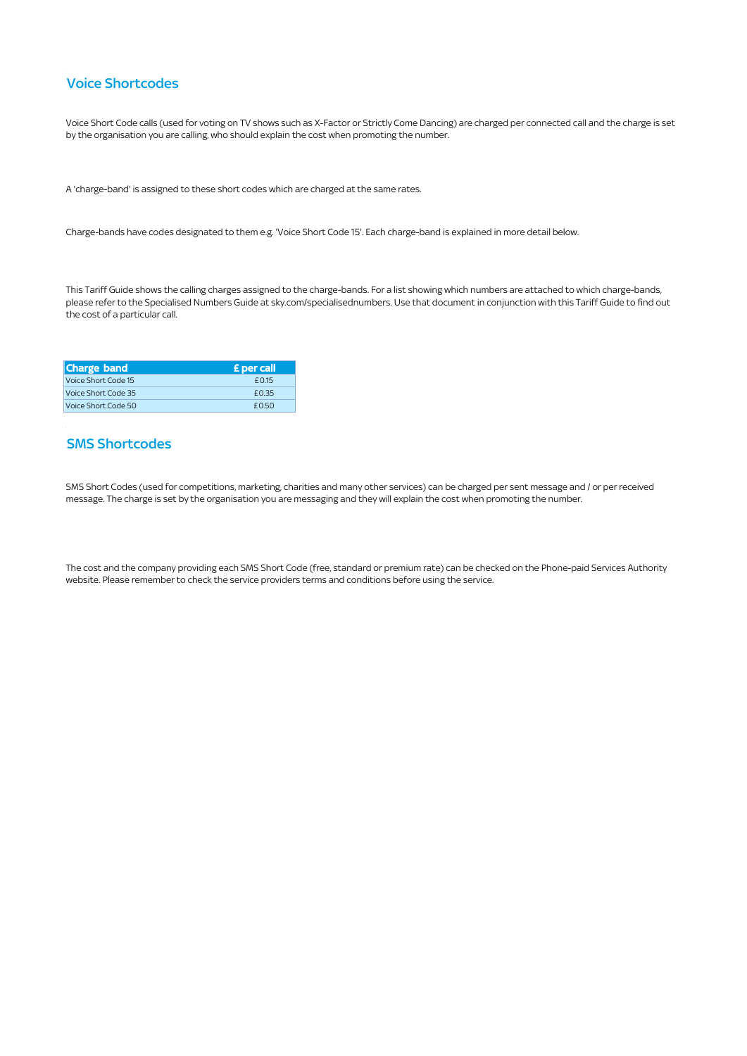## Voice Shortcodes

Voice Short Code calls (used for voting on TV shows such as X-Factor or Strictly Come Dancing) are charged per connected call and the charge is set by the organisation you are calling, who should explain the cost when promoting the number.

A 'charge-band' is assigned to these short codes which are charged at the same rates.

Charge-bands have codes designated to them e.g. 'Voice Short Code 15'. Each charge-band is explained in more detail below.

This Tariff Guide shows the calling charges assigned to the charge-bands. For a list showing which numbers are attached to which charge-bands, please refer to the Specialised Numbers Guide at sky.com/specialisednumbers. Use that document in conjunction with this Tariff Guide to find out the cost of a particular call.

| Charge band | £ per call |
|---|---|
| Voice Short Code 15 | £0.15 |
| Voice Short Code 35 | £0.35 |
| Voice Short Code 50 | £0.50 |

## SMS Shortcodes

SMS Short Codes (used for competitions, marketing, charities and many other services) can be charged per sent message and / or per received message. The charge is set by the organisation you are messaging and they will explain the cost when promoting the number.

The cost and the company providing each SMS Short Code (free, standard or premium rate) can be checked on the Phone-paid Services Authority website. Please remember to check the service providers terms and conditions before using the service.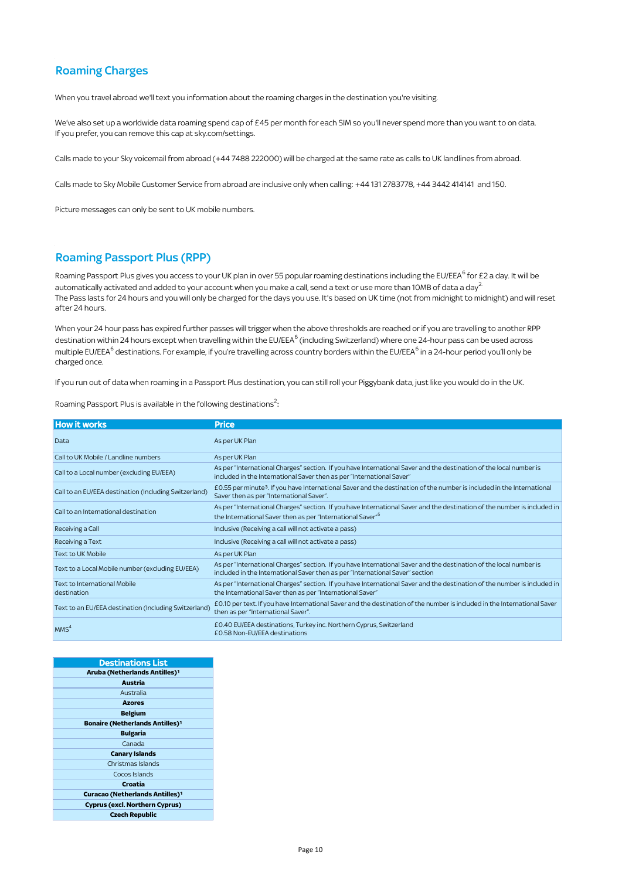## Roaming Charges

When you travel abroad we'll text you information about the roaming charges in the destination you're visiting.

We've also set up a worldwide data roaming spend cap of £45 per month for each SIM so you'll never spend more than you want to on data. If you prefer, you can remove this cap at sky.com/settings.

Calls made to your Sky voicemail from abroad (+44 7488 222000) will be charged at the same rate as calls to UK landlines from abroad.

Calls made to Sky Mobile Customer Service from abroad are inclusive only when calling: +44 131 2783778, +44 3442 414141 and 150.

Picture messages can only be sent to UK mobile numbers.

## Roaming Passport Plus (RPP)

Roaming Passport Plus gives you access to your UK plan in over 55 popular roaming destinations including the EU/EEA[6] for £2 a day. It will be automatically activated and added to your account when you make a call, send a text or use more than 10MB of data a day[2].
The Pass lasts for 24 hours and you will only be charged for the days you use. It's based on UK time (not from midnight to midnight) and will reset after 24 hours.

When your 24 hour pass has expired further passes will trigger when the above thresholds are reached or if you are travelling to another RPP destination within 24 hours except when travelling within the EU/EEA[6] (including Switzerland) where one 24-hour pass can be used across multiple EU/EEA[6] destinations. For example, if you're travelling across country borders within the EU/EEA[6] in a 24-hour period you'll only be charged once.

If you run out of data when roaming in a Passport Plus destination, you can still roll your Piggybank data, just like you would do in the UK.

Roaming Passport Plus is available in the following destinations[2]:

| How it works | Price |
| --- | --- |
| Data | As per UK Plan |
| Call to UK Mobile / Landline numbers | As per UK Plan |
| Call to a Local number (excluding EU/EEA) | As per "International Charges" section. If you have International Saver and the destination of the local number is included in the International Saver then as per "International Saver" |
| Call to an EU/EEA destination (Including Switzerland) | £0.55 per minute[3]. If you have International Saver and the destination of the number is included in the International Saver then as per "International Saver". |
| Call to an International destination | As per "International Charges" section. If you have International Saver and the destination of the number is included in the International Saver then as per "International Saver"[5] |
| Receiving a Call | Inclusive (Receiving a call will not activate a pass) |
| Receiving a Text | Inclusive (Receiving a call will not activate a pass) |
| Text to UK Mobile | As per UK Plan |
| Text to a Local Mobile number (excluding EU/EEA) | As per "International Charges" section. If you have International Saver and the destination of the local number is included in the International Saver then as per "International Saver" section |
| Text to International Mobile destination | As per "International Charges" section. If you have International Saver and the destination of the number is included in the International Saver then as per "International Saver" |
| Text to an EU/EEA destination (Including Switzerland) | £0.10 per text. If you have International Saver and the destination of the number is included in the International Saver then as per "International Saver". |
| MMS[4] | £0.40 EU/EEA destinations, Turkey inc. Northern Cyprus, Switzerland<br>£0.58 Non-EU/EEA destinations |

| Destinations List |
| --- |
| **Aruba (Netherlands Antilles)[1]** |
| **Austria** |
| Australia |
| **Azores** |
| **Belgium** |
| **Bonaire (Netherlands Antilles)[1]** |
| **Bulgaria** |
| Canada |
| **Canary Islands** |
| Christmas Islands |
| Cocos Islands |
| **Croatia** |
| **Curacao (Netherlands Antilles)[1]** |
| **Cyprus (excl. Northern Cyprus)** |
| **Czech Republic** |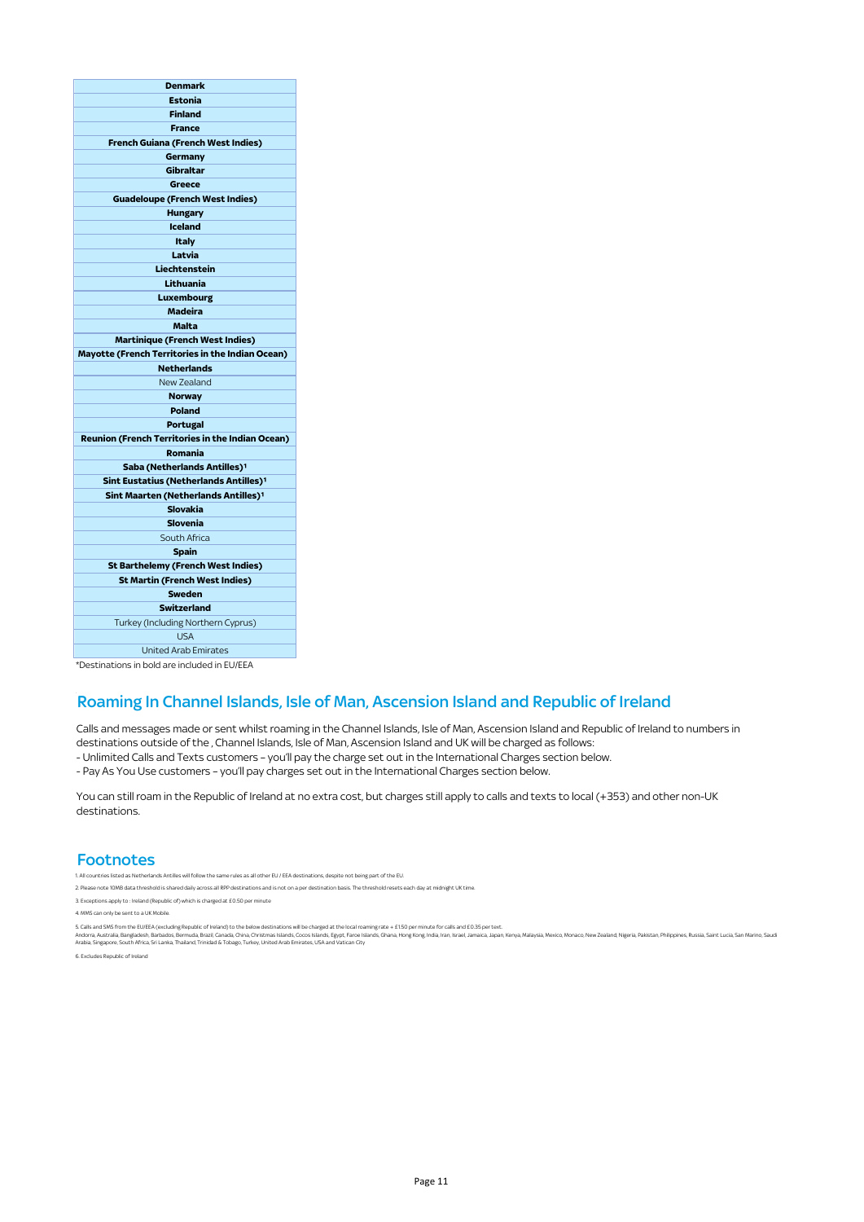| **Denmark** |
|---|
| **Estonia** |
| **Finland** |
| **France** |
| **French Guiana (French West Indies)** |
| **Germany** |
| **Gibraltar** |
| **Greece** |
| **Guadeloupe (French West Indies)** |
| **Hungary** |
| **Iceland** |
| **Italy** |
| **Latvia** |
| **Liechtenstein** |
| **Lithuania** |
| **Luxembourg** |
| **Madeira** |
| **Malta** |
| **Martinique (French West Indies)** |
| **Mayotte (French Territories in the Indian Ocean)** |
| **Netherlands** |
| New Zealand |
| **Norway** |
| **Poland** |
| **Portugal** |
| **Reunion (French Territories in the Indian Ocean)** |
| **Romania** |
| **Saba (Netherlands Antilles)[1]** |
| **Sint Eustatius (Netherlands Antilles)[1]** |
| **Sint Maarten (Netherlands Antilles)[1]** |
| **Slovakia** |
| **Slovenia** |
| South Africa |
| **Spain** |
| **St Barthelemy (French West Indies)** |
| **St Martin (French West Indies)** |
| **Sweden** |
| **Switzerland** |
| Turkey (Including Northern Cyprus) |
| USA |
| United Arab Emirates |

*Destinations in bold are included in EU/EEA

## Roaming In Channel Islands, Isle of Man, Ascension Island and Republic of Ireland

Calls and messages made or sent whilst roaming in the Channel Islands, Isle of Man, Ascension Island and Republic of Ireland to numbers in destinations outside of the , Channel Islands, Isle of Man, Ascension Island and UK will be charged as follows:
- Unlimited Calls and Texts customers – you'll pay the charge set out in the International Charges section below.
- Pay As You Use customers – you'll pay charges set out in the International Charges section below.

You can still roam in the Republic of Ireland at no extra cost, but charges still apply to calls and texts to local (+353) and other non-UK destinations.

## Footnotes

1. All countries listed as Netherlands Antilles will follow the same rules as all other EU / EEA destinations, despite not being part of the EU.

2. Please note 10MB data threshold is shared daily across all RPP destinations and is not on a per destination basis. The threshold resets each day at midnight UK time.

3. Exceptions apply to : Ireland (Republic of) which is charged at £0.50 per minute

4. MMS can only be sent to a UK Mobile.

5. Calls and SMS from the EU/EEA (excluding Republic of Ireland) to the below destinations will be charged at the local roaming rate + £1.50 per minute for calls and £0.35 per text.
Andorra, Australia, Bangladesh, Barbados, Bermuda, Brazil, Canada, China, Christmas Islands, Cocos Islands, Egypt, Faroe Islands, Ghana, Hong Kong, India, Iran, Israel, Jamaica, Japan, Kenya, Malaysia, Mexico, Monaco, New Zealand, Nigeria, Pakistan, Philippines, Russia, Saint Lucia, San Marino, Saudi Arabia, Singapore, South Africa, Sri Lanka, Thailand, Trinidad & Tobago, Turkey, United Arab Emirates, USA and Vatican City

6. Excludes Republic of Ireland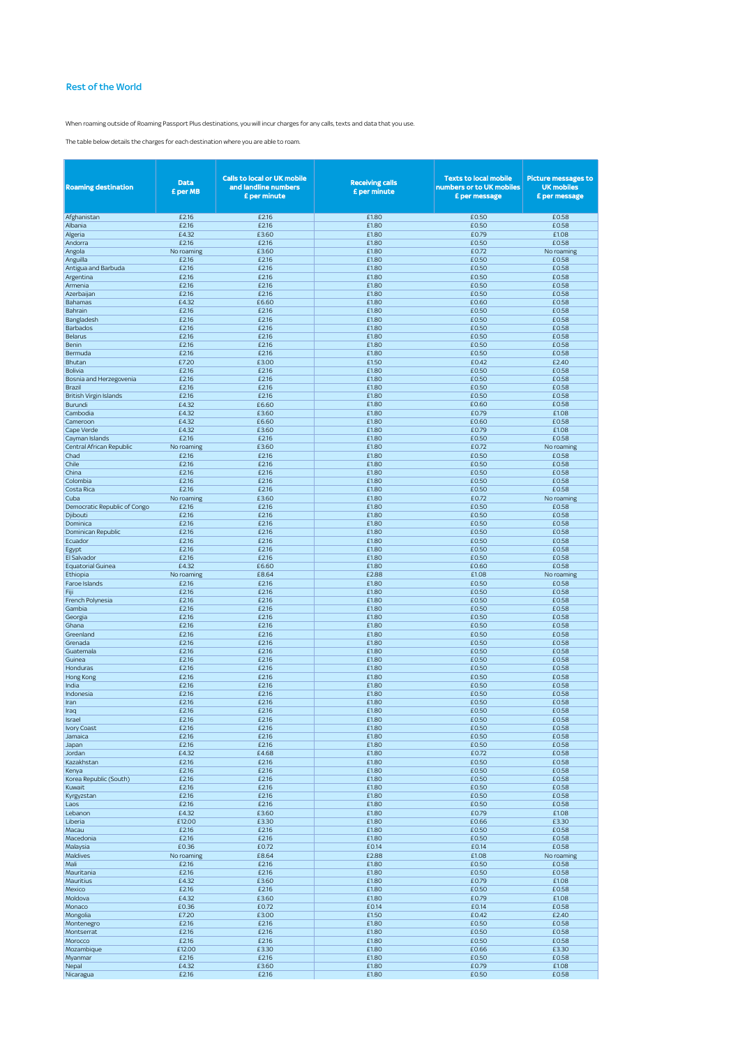## Rest of the World

When roaming outside of Roaming Passport Plus destinations, you will incur charges for any calls, texts and data that you use.

The table below details the charges for each destination where you are able to roam.

| Roaming destination | Data £ per MB | Calls to local or UK mobile and landline numbers £ per minute | Receiving calls £ per minute | Texts to local mobile numbers or to UK mobiles £ per message | Picture messages to UK mobiles £ per message |
|---|---|---|---|---|---|
| Afghanistan | £2.16 | £2.16 | £1.80 | £0.50 | £0.58 |
| Albania | £2.16 | £2.16 | £1.80 | £0.50 | £0.58 |
| Algeria | £4.32 | £3.60 | £1.80 | £0.79 | £1.08 |
| Andorra | £2.16 | £2.16 | £1.80 | £0.50 | £0.58 |
| Angola | No roaming | £3.60 | £1.80 | £0.72 | No roaming |
| Anguilla | £2.16 | £2.16 | £1.80 | £0.50 | £0.58 |
| Antigua and Barbuda | £2.16 | £2.16 | £1.80 | £0.50 | £0.58 |
| Argentina | £2.16 | £2.16 | £1.80 | £0.50 | £0.58 |
| Armenia | £2.16 | £2.16 | £1.80 | £0.50 | £0.58 |
| Azerbaijan | £2.16 | £2.16 | £1.80 | £0.50 | £0.58 |
| Bahamas | £4.32 | £6.60 | £1.80 | £0.60 | £0.58 |
| Bahrain | £2.16 | £2.16 | £1.80 | £0.50 | £0.58 |
| Bangladesh | £2.16 | £2.16 | £1.80 | £0.50 | £0.58 |
| Barbados | £2.16 | £2.16 | £1.80 | £0.50 | £0.58 |
| Belarus | £2.16 | £2.16 | £1.80 | £0.50 | £0.58 |
| Benin | £2.16 | £2.16 | £1.80 | £0.50 | £0.58 |
| Bermuda | £2.16 | £2.16 | £1.80 | £0.50 | £0.58 |
| Bhutan | £7.20 | £3.00 | £1.50 | £0.42 | £2.40 |
| Bolivia | £2.16 | £2.16 | £1.80 | £0.50 | £0.58 |
| Bosnia and Herzegovenia | £2.16 | £2.16 | £1.80 | £0.50 | £0.58 |
| Brazil | £2.16 | £2.16 | £1.80 | £0.50 | £0.58 |
| British Virgin Islands | £2.16 | £2.16 | £1.80 | £0.50 | £0.58 |
| Burundi | £4.32 | £6.60 | £1.80 | £0.60 | £0.58 |
| Cambodia | £4.32 | £3.60 | £1.80 | £0.79 | £1.08 |
| Cameroon | £4.32 | £6.60 | £1.80 | £0.60 | £0.58 |
| Cape Verde | £4.32 | £3.60 | £1.80 | £0.79 | £1.08 |
| Cayman Islands | £2.16 | £2.16 | £1.80 | £0.50 | £0.58 |
| Central African Republic | No roaming | £3.60 | £1.80 | £0.72 | No roaming |
| Chad | £2.16 | £2.16 | £1.80 | £0.50 | £0.58 |
| Chile | £2.16 | £2.16 | £1.80 | £0.50 | £0.58 |
| China | £2.16 | £2.16 | £1.80 | £0.50 | £0.58 |
| Colombia | £2.16 | £2.16 | £1.80 | £0.50 | £0.58 |
| Costa Rica | £2.16 | £2.16 | £1.80 | £0.50 | £0.58 |
| Cuba | No roaming | £3.60 | £1.80 | £0.72 | No roaming |
| Democratic Republic of Congo | £2.16 | £2.16 | £1.80 | £0.50 | £0.58 |
| Djibouti | £2.16 | £2.16 | £1.80 | £0.50 | £0.58 |
| Dominica | £2.16 | £2.16 | £1.80 | £0.50 | £0.58 |
| Dominican Republic | £2.16 | £2.16 | £1.80 | £0.50 | £0.58 |
| Ecuador | £2.16 | £2.16 | £1.80 | £0.50 | £0.58 |
| Egypt | £2.16 | £2.16 | £1.80 | £0.50 | £0.58 |
| El Salvador | £2.16 | £2.16 | £1.80 | £0.50 | £0.58 |
| Equatorial Guinea | £4.32 | £6.60 | £1.80 | £0.60 | £0.58 |
| Ethiopia | No roaming | £8.64 | £2.88 | £1.08 | No roaming |
| Faroe Islands | £2.16 | £2.16 | £1.80 | £0.50 | £0.58 |
| Fiji | £2.16 | £2.16 | £1.80 | £0.50 | £0.58 |
| French Polynesia | £2.16 | £2.16 | £1.80 | £0.50 | £0.58 |
| Gambia | £2.16 | £2.16 | £1.80 | £0.50 | £0.58 |
| Georgia | £2.16 | £2.16 | £1.80 | £0.50 | £0.58 |
| Ghana | £2.16 | £2.16 | £1.80 | £0.50 | £0.58 |
| Greenland | £2.16 | £2.16 | £1.80 | £0.50 | £0.58 |
| Grenada | £2.16 | £2.16 | £1.80 | £0.50 | £0.58 |
| Guatemala | £2.16 | £2.16 | £1.80 | £0.50 | £0.58 |
| Guinea | £2.16 | £2.16 | £1.80 | £0.50 | £0.58 |
| Honduras | £2.16 | £2.16 | £1.80 | £0.50 | £0.58 |
| Hong Kong | £2.16 | £2.16 | £1.80 | £0.50 | £0.58 |
| India | £2.16 | £2.16 | £1.80 | £0.50 | £0.58 |
| Indonesia | £2.16 | £2.16 | £1.80 | £0.50 | £0.58 |
| Iran | £2.16 | £2.16 | £1.80 | £0.50 | £0.58 |
| Iraq | £2.16 | £2.16 | £1.80 | £0.50 | £0.58 |
| Israel | £2.16 | £2.16 | £1.80 | £0.50 | £0.58 |
| Ivory Coast | £2.16 | £2.16 | £1.80 | £0.50 | £0.58 |
| Jamaica | £2.16 | £2.16 | £1.80 | £0.50 | £0.58 |
| Japan | £2.16 | £2.16 | £1.80 | £0.50 | £0.58 |
| Jordan | £4.32 | £4.68 | £1.80 | £0.72 | £0.58 |
| Kazakhstan | £2.16 | £2.16 | £1.80 | £0.50 | £0.58 |
| Kenya | £2.16 | £2.16 | £1.80 | £0.50 | £0.58 |
| Korea Republic (South) | £2.16 | £2.16 | £1.80 | £0.50 | £0.58 |
| Kuwait | £2.16 | £2.16 | £1.80 | £0.50 | £0.58 |
| Kyrgyzstan | £2.16 | £2.16 | £1.80 | £0.50 | £0.58 |
| Laos | £2.16 | £2.16 | £1.80 | £0.50 | £0.58 |
| Lebanon | £4.32 | £3.60 | £1.80 | £0.79 | £1.08 |
| Liberia | £12.00 | £3.30 | £1.80 | £0.66 | £3.30 |
| Macau | £2.16 | £2.16 | £1.80 | £0.50 | £0.58 |
| Macedonia | £2.16 | £2.16 | £1.80 | £0.50 | £0.58 |
| Malaysia | £0.36 | £0.72 | £0.14 | £0.14 | £0.58 |
| Maldives | No roaming | £8.64 | £2.88 | £1.08 | No roaming |
| Mali | £2.16 | £2.16 | £1.80 | £0.50 | £0.58 |
| Mauritania | £2.16 | £2.16 | £1.80 | £0.50 | £0.58 |
| Mauritius | £4.32 | £3.60 | £1.80 | £0.79 | £1.08 |
| Mexico | £2.16 | £2.16 | £1.80 | £0.50 | £0.58 |
| Moldova | £4.32 | £3.60 | £1.80 | £0.79 | £1.08 |
| Monaco | £0.36 | £0.72 | £0.14 | £0.14 | £0.58 |
| Mongolia | £7.20 | £3.00 | £1.50 | £0.42 | £2.40 |
| Montenegro | £2.16 | £2.16 | £1.80 | £0.50 | £0.58 |
| Montserrat | £2.16 | £2.16 | £1.80 | £0.50 | £0.58 |
| Morocco | £2.16 | £2.16 | £1.80 | £0.50 | £0.58 |
| Mozambique | £12.00 | £3.30 | £1.80 | £0.66 | £3.30 |
| Myanmar | £2.16 | £2.16 | £1.80 | £0.50 | £0.58 |
| Nepal | £4.32 | £3.60 | £1.80 | £0.79 | £1.08 |
| Nicaragua | £2.16 | £2.16 | £1.80 | £0.50 | £0.58 |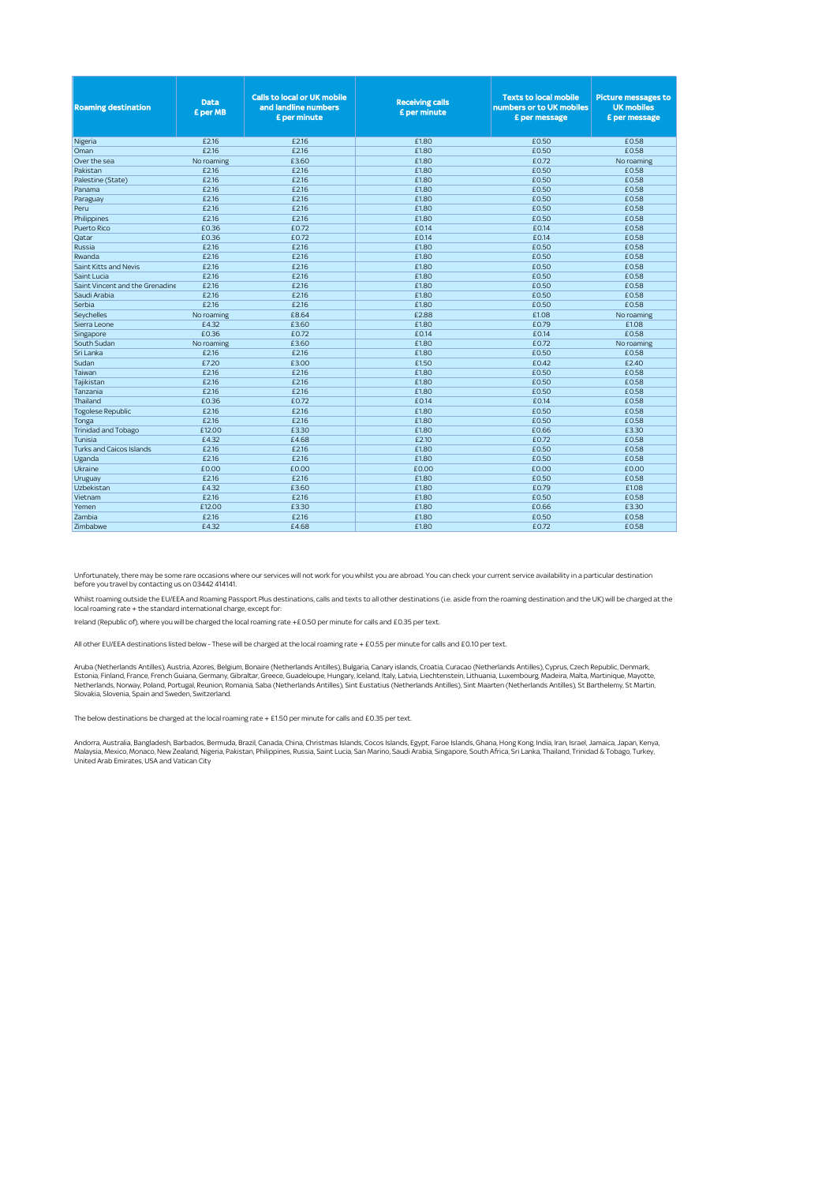| Roaming destination | Data £ per MB | Calls to local or UK mobile and landline numbers £ per minute | Receiving calls £ per minute | Texts to local mobile numbers or to UK mobiles £ per message | Picture messages to UK mobiles £ per message |
|---|---|---|---|---|---|
| Nigeria | £2.16 | £2.16 | £1.80 | £0.50 | £0.58 |
| Oman | £2.16 | £2.16 | £1.80 | £0.50 | £0.58 |
| Over the sea | No roaming | £3.60 | £1.80 | £0.72 | No roaming |
| Pakistan | £2.16 | £2.16 | £1.80 | £0.50 | £0.58 |
| Palestine (State) | £2.16 | £2.16 | £1.80 | £0.50 | £0.58 |
| Panama | £2.16 | £2.16 | £1.80 | £0.50 | £0.58 |
| Paraguay | £2.16 | £2.16 | £1.80 | £0.50 | £0.58 |
| Peru | £2.16 | £2.16 | £1.80 | £0.50 | £0.58 |
| Philippines | £2.16 | £2.16 | £1.80 | £0.50 | £0.58 |
| Puerto Rico | £0.36 | £0.72 | £0.14 | £0.14 | £0.58 |
| Qatar | £0.36 | £0.72 | £0.14 | £0.14 | £0.58 |
| Russia | £2.16 | £2.16 | £1.80 | £0.50 | £0.58 |
| Rwanda | £2.16 | £2.16 | £1.80 | £0.50 | £0.58 |
| Saint Kitts and Nevis | £2.16 | £2.16 | £1.80 | £0.50 | £0.58 |
| Saint Lucia | £2.16 | £2.16 | £1.80 | £0.50 | £0.58 |
| Saint Vincent and the Grenadine | £2.16 | £2.16 | £1.80 | £0.50 | £0.58 |
| Saudi Arabia | £2.16 | £2.16 | £1.80 | £0.50 | £0.58 |
| Serbia | £2.16 | £2.16 | £1.80 | £0.50 | £0.58 |
| Seychelles | No roaming | £8.64 | £2.88 | £1.08 | No roaming |
| Sierra Leone | £4.32 | £3.60 | £1.80 | £0.79 | £1.08 |
| Singapore | £0.36 | £0.72 | £0.14 | £0.14 | £0.58 |
| South Sudan | No roaming | £3.60 | £1.80 | £0.72 | No roaming |
| Sri Lanka | £2.16 | £2.16 | £1.80 | £0.50 | £0.58 |
| Sudan | £7.20 | £3.00 | £1.50 | £0.42 | £2.40 |
| Taiwan | £2.16 | £2.16 | £1.80 | £0.50 | £0.58 |
| Tajikistan | £2.16 | £2.16 | £1.80 | £0.50 | £0.58 |
| Tanzania | £2.16 | £2.16 | £1.80 | £0.50 | £0.58 |
| Thailand | £0.36 | £0.72 | £0.14 | £0.14 | £0.58 |
| Togolese Republic | £2.16 | £2.16 | £1.80 | £0.50 | £0.58 |
| Tonga | £2.16 | £2.16 | £1.80 | £0.50 | £0.58 |
| Trinidad and Tobago | £12.00 | £3.30 | £1.80 | £0.66 | £3.30 |
| Tunisia | £4.32 | £4.68 | £2.10 | £0.72 | £0.58 |
| Turks and Caicos Islands | £2.16 | £2.16 | £1.80 | £0.50 | £0.58 |
| Uganda | £2.16 | £2.16 | £1.80 | £0.50 | £0.58 |
| Ukraine | £0.00 | £0.00 | £0.00 | £0.00 | £0.00 |
| Uruguay | £2.16 | £2.16 | £1.80 | £0.50 | £0.58 |
| Uzbekistan | £4.32 | £3.60 | £1.80 | £0.79 | £1.08 |
| Vietnam | £2.16 | £2.16 | £1.80 | £0.50 | £0.58 |
| Yemen | £12.00 | £3.30 | £1.80 | £0.66 | £3.30 |
| Zambia | £2.16 | £2.16 | £1.80 | £0.50 | £0.58 |
| Zimbabwe | £4.32 | £4.68 | £1.80 | £0.72 | £0.58 |

Unfortunately, there may be some rare occasions where our services will not work for you whilst you are abroad. You can check your current service availability in a particular destination before you travel by contacting us on 03442 414141.

Whilst roaming outside the EU/EEA and Roaming Passport Plus destinations, calls and texts to all other destinations (i.e. aside from the roaming destination and the UK) will be charged at the local roaming rate + the standard international charge, except for:

Ireland (Republic of), where you will be charged the local roaming rate +£0.50 per minute for calls and £0.35 per text.

All other EU/EEA destinations listed below - These will be charged at the local roaming rate + £0.55 per minute for calls and £0.10 per text.

Aruba (Netherlands Antilles), Austria, Azores, Belgium, Bonaire (Netherlands Antilles), Bulgaria, Canary islands, Croatia, Curacao (Netherlands Antilles), Cyprus, Czech Republic, Denmark, Estonia, Finland, France, French Guiana, Germany, Gibraltar, Greece, Guadeloupe, Hungary, Iceland, Italy, Latvia, Liechtenstein, Lithuania, Luxembourg, Madeira, Malta, Martinique, Mayotte, Netherlands, Norway, Poland, Portugal, Reunion, Romania, Saba (Netherlands Antilles), Sint Eustatius (Netherlands Antilles), Sint Maarten (Netherlands Antilles), St Barthelemy, St Martin, Slovakia, Slovenia, Spain and Sweden, Switzerland.

The below destinations be charged at the local roaming rate + £1.50 per minute for calls and £0.35 per text.

Andorra, Australia, Bangladesh, Barbados, Bermuda, Brazil, Canada, China, Christmas Islands, Cocos Islands, Egypt, Faroe Islands, Ghana, Hong Kong, India, Iran, Israel, Jamaica, Japan, Kenya, Malaysia, Mexico, Monaco, New Zealand, Nigeria, Pakistan, Philippines, Russia, Saint Lucia, San Marino, Saudi Arabia, Singapore, South Africa, Sri Lanka, Thailand, Trinidad & Tobago, Turkey, United Arab Emirates, USA and Vatican City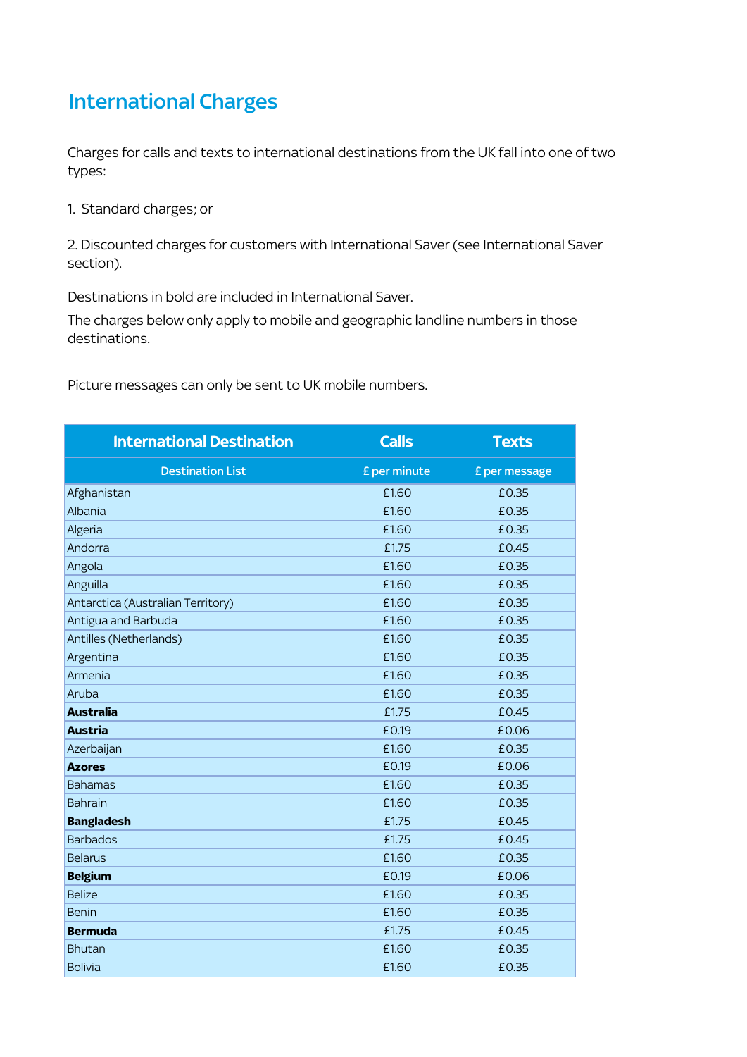# International Charges

Charges for calls and texts to international destinations from the UK fall into one of two types:

1. Standard charges; or

2. Discounted charges for customers with International Saver (see International Saver section).

Destinations in bold are included in International Saver.

The charges below only apply to mobile and geographic landline numbers in those destinations.

Picture messages can only be sent to UK mobile numbers.

| International Destination | Calls | Texts |
|---|---|---|
| Destination List | £ per minute | £ per message |
| Afghanistan | £1.60 | £0.35 |
| Albania | £1.60 | £0.35 |
| Algeria | £1.60 | £0.35 |
| Andorra | £1.75 | £0.45 |
| Angola | £1.60 | £0.35 |
| Anguilla | £1.60 | £0.35 |
| Antarctica (Australian Territory) | £1.60 | £0.35 |
| Antigua and Barbuda | £1.60 | £0.35 |
| Antilles (Netherlands) | £1.60 | £0.35 |
| Argentina | £1.60 | £0.35 |
| Armenia | £1.60 | £0.35 |
| Aruba | £1.60 | £0.35 |
| **Australia** | £1.75 | £0.45 |
| **Austria** | £0.19 | £0.06 |
| Azerbaijan | £1.60 | £0.35 |
| **Azores** | £0.19 | £0.06 |
| Bahamas | £1.60 | £0.35 |
| Bahrain | £1.60 | £0.35 |
| **Bangladesh** | £1.75 | £0.45 |
| Barbados | £1.75 | £0.45 |
| Belarus | £1.60 | £0.35 |
| **Belgium** | £0.19 | £0.06 |
| Belize | £1.60 | £0.35 |
| Benin | £1.60 | £0.35 |
| **Bermuda** | £1.75 | £0.45 |
| Bhutan | £1.60 | £0.35 |
| Bolivia | £1.60 | £0.35 |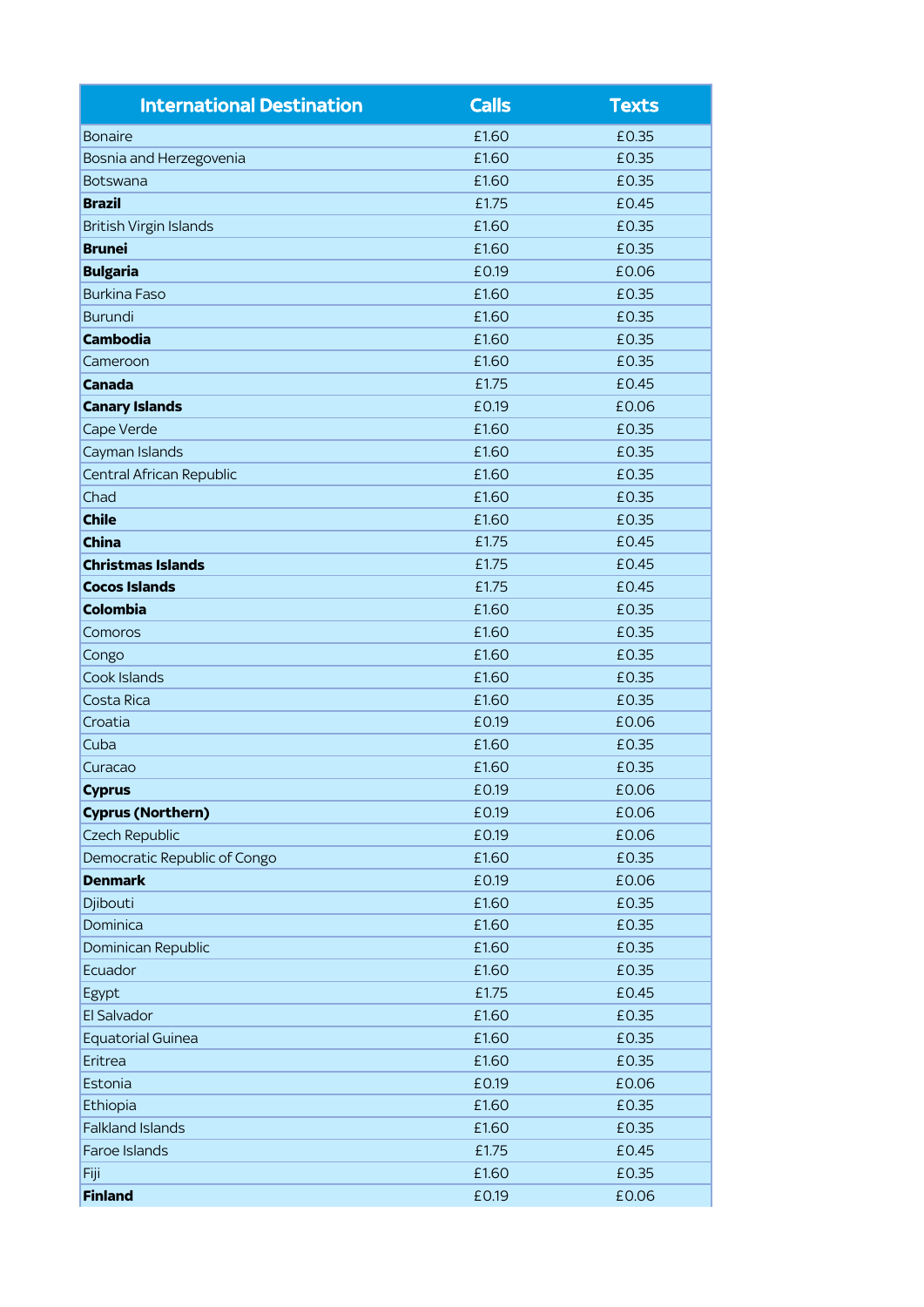| International Destination | Calls | Texts |
|---|---|---|
| Bonaire | £1.60 | £0.35 |
| Bosnia and Herzegovenia | £1.60 | £0.35 |
| Botswana | £1.60 | £0.35 |
| **Brazil** | £1.75 | £0.45 |
| British Virgin Islands | £1.60 | £0.35 |
| **Brunei** | £1.60 | £0.35 |
| **Bulgaria** | £0.19 | £0.06 |
| Burkina Faso | £1.60 | £0.35 |
| Burundi | £1.60 | £0.35 |
| **Cambodia** | £1.60 | £0.35 |
| Cameroon | £1.60 | £0.35 |
| **Canada** | £1.75 | £0.45 |
| **Canary Islands** | £0.19 | £0.06 |
| Cape Verde | £1.60 | £0.35 |
| Cayman Islands | £1.60 | £0.35 |
| Central African Republic | £1.60 | £0.35 |
| Chad | £1.60 | £0.35 |
| **Chile** | £1.60 | £0.35 |
| **China** | £1.75 | £0.45 |
| **Christmas Islands** | £1.75 | £0.45 |
| **Cocos Islands** | £1.75 | £0.45 |
| **Colombia** | £1.60 | £0.35 |
| Comoros | £1.60 | £0.35 |
| Congo | £1.60 | £0.35 |
| Cook Islands | £1.60 | £0.35 |
| Costa Rica | £1.60 | £0.35 |
| Croatia | £0.19 | £0.06 |
| Cuba | £1.60 | £0.35 |
| Curacao | £1.60 | £0.35 |
| **Cyprus** | £0.19 | £0.06 |
| **Cyprus (Northern)** | £0.19 | £0.06 |
| Czech Republic | £0.19 | £0.06 |
| Democratic Republic of Congo | £1.60 | £0.35 |
| **Denmark** | £0.19 | £0.06 |
| Djibouti | £1.60 | £0.35 |
| Dominica | £1.60 | £0.35 |
| Dominican Republic | £1.60 | £0.35 |
| Ecuador | £1.60 | £0.35 |
| Egypt | £1.75 | £0.45 |
| El Salvador | £1.60 | £0.35 |
| Equatorial Guinea | £1.60 | £0.35 |
| Eritrea | £1.60 | £0.35 |
| Estonia | £0.19 | £0.06 |
| Ethiopia | £1.60 | £0.35 |
| Falkland Islands | £1.60 | £0.35 |
| Faroe Islands | £1.75 | £0.45 |
| Fiji | £1.60 | £0.35 |
| **Finland** | £0.19 | £0.06 |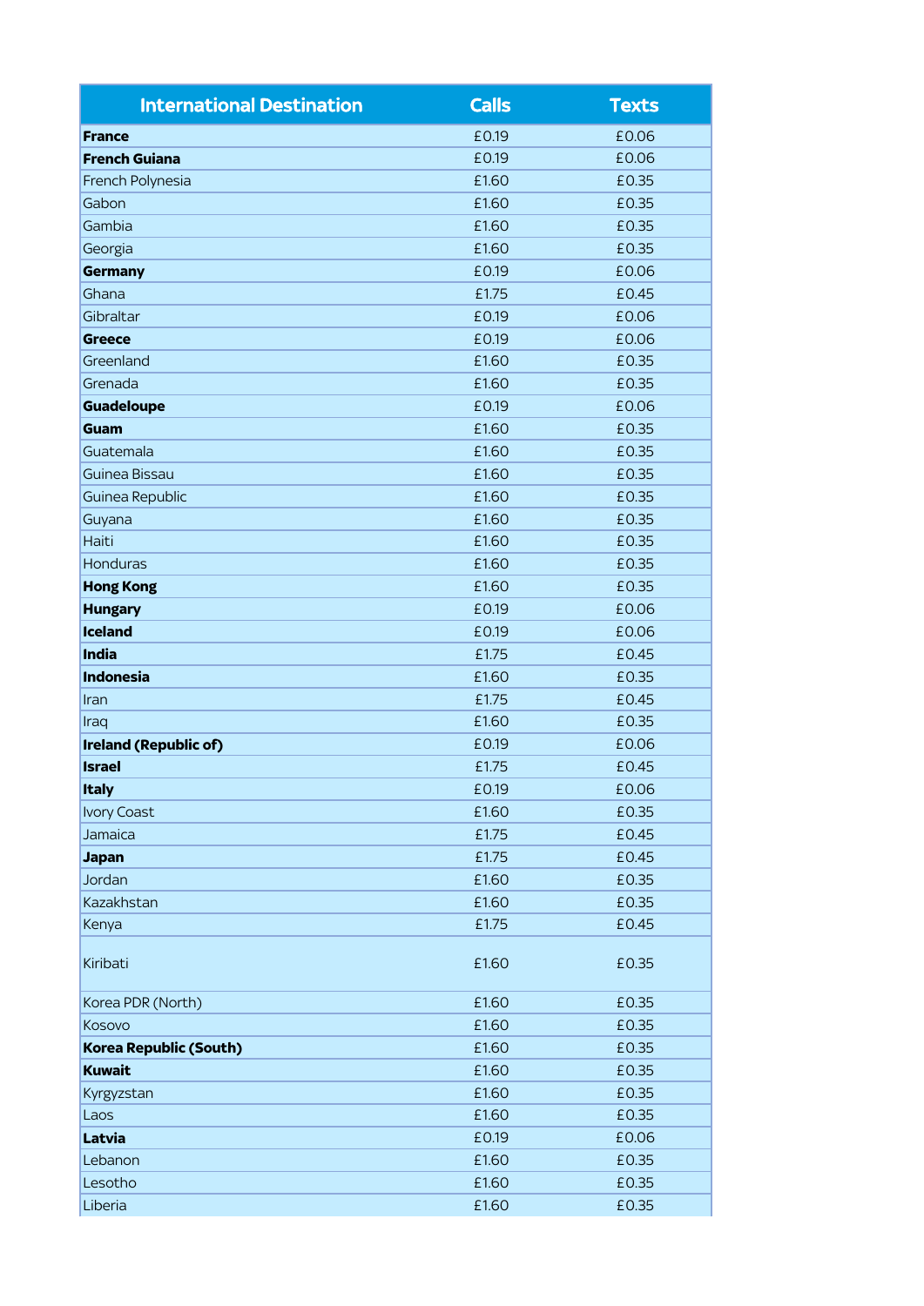| International Destination | Calls | Texts |
|---|---|---|
| **France** | £0.19 | £0.06 |
| **French Guiana** | £0.19 | £0.06 |
| French Polynesia | £1.60 | £0.35 |
| Gabon | £1.60 | £0.35 |
| Gambia | £1.60 | £0.35 |
| Georgia | £1.60 | £0.35 |
| **Germany** | £0.19 | £0.06 |
| Ghana | £1.75 | £0.45 |
| Gibraltar | £0.19 | £0.06 |
| **Greece** | £0.19 | £0.06 |
| Greenland | £1.60 | £0.35 |
| Grenada | £1.60 | £0.35 |
| **Guadeloupe** | £0.19 | £0.06 |
| **Guam** | £1.60 | £0.35 |
| Guatemala | £1.60 | £0.35 |
| Guinea Bissau | £1.60 | £0.35 |
| Guinea Republic | £1.60 | £0.35 |
| Guyana | £1.60 | £0.35 |
| Haiti | £1.60 | £0.35 |
| Honduras | £1.60 | £0.35 |
| **Hong Kong** | £1.60 | £0.35 |
| **Hungary** | £0.19 | £0.06 |
| **Iceland** | £0.19 | £0.06 |
| **India** | £1.75 | £0.45 |
| **Indonesia** | £1.60 | £0.35 |
| Iran | £1.75 | £0.45 |
| Iraq | £1.60 | £0.35 |
| **Ireland (Republic of)** | £0.19 | £0.06 |
| **Israel** | £1.75 | £0.45 |
| **Italy** | £0.19 | £0.06 |
| Ivory Coast | £1.60 | £0.35 |
| Jamaica | £1.75 | £0.45 |
| **Japan** | £1.75 | £0.45 |
| Jordan | £1.60 | £0.35 |
| Kazakhstan | £1.60 | £0.35 |
| Kenya | £1.75 | £0.45 |
| Kiribati | £1.60 | £0.35 |
| Korea PDR (North) | £1.60 | £0.35 |
| Kosovo | £1.60 | £0.35 |
| **Korea Republic (South)** | £1.60 | £0.35 |
| **Kuwait** | £1.60 | £0.35 |
| Kyrgyzstan | £1.60 | £0.35 |
| Laos | £1.60 | £0.35 |
| **Latvia** | £0.19 | £0.06 |
| Lebanon | £1.60 | £0.35 |
| Lesotho | £1.60 | £0.35 |
| Liberia | £1.60 | £0.35 |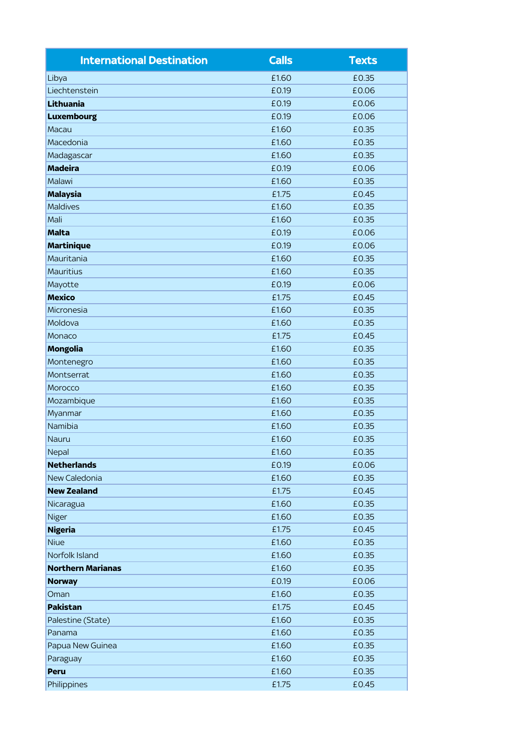| International Destination | Calls | Texts |
| --- | --- | --- |
| Libya | £1.60 | £0.35 |
| Liechtenstein | £0.19 | £0.06 |
| **Lithuania** | £0.19 | £0.06 |
| **Luxembourg** | £0.19 | £0.06 |
| Macau | £1.60 | £0.35 |
| Macedonia | £1.60 | £0.35 |
| Madagascar | £1.60 | £0.35 |
| **Madeira** | £0.19 | £0.06 |
| Malawi | £1.60 | £0.35 |
| **Malaysia** | £1.75 | £0.45 |
| Maldives | £1.60 | £0.35 |
| Mali | £1.60 | £0.35 |
| **Malta** | £0.19 | £0.06 |
| **Martinique** | £0.19 | £0.06 |
| Mauritania | £1.60 | £0.35 |
| Mauritius | £1.60 | £0.35 |
| Mayotte | £0.19 | £0.06 |
| **Mexico** | £1.75 | £0.45 |
| Micronesia | £1.60 | £0.35 |
| Moldova | £1.60 | £0.35 |
| Monaco | £1.75 | £0.45 |
| **Mongolia** | £1.60 | £0.35 |
| Montenegro | £1.60 | £0.35 |
| Montserrat | £1.60 | £0.35 |
| Morocco | £1.60 | £0.35 |
| Mozambique | £1.60 | £0.35 |
| Myanmar | £1.60 | £0.35 |
| Namibia | £1.60 | £0.35 |
| Nauru | £1.60 | £0.35 |
| Nepal | £1.60 | £0.35 |
| **Netherlands** | £0.19 | £0.06 |
| New Caledonia | £1.60 | £0.35 |
| **New Zealand** | £1.75 | £0.45 |
| Nicaragua | £1.60 | £0.35 |
| Niger | £1.60 | £0.35 |
| **Nigeria** | £1.75 | £0.45 |
| Niue | £1.60 | £0.35 |
| Norfolk Island | £1.60 | £0.35 |
| **Northern Marianas** | £1.60 | £0.35 |
| **Norway** | £0.19 | £0.06 |
| Oman | £1.60 | £0.35 |
| **Pakistan** | £1.75 | £0.45 |
| Palestine (State) | £1.60 | £0.35 |
| Panama | £1.60 | £0.35 |
| Papua New Guinea | £1.60 | £0.35 |
| Paraguay | £1.60 | £0.35 |
| **Peru** | £1.60 | £0.35 |
| Philippines | £1.75 | £0.45 |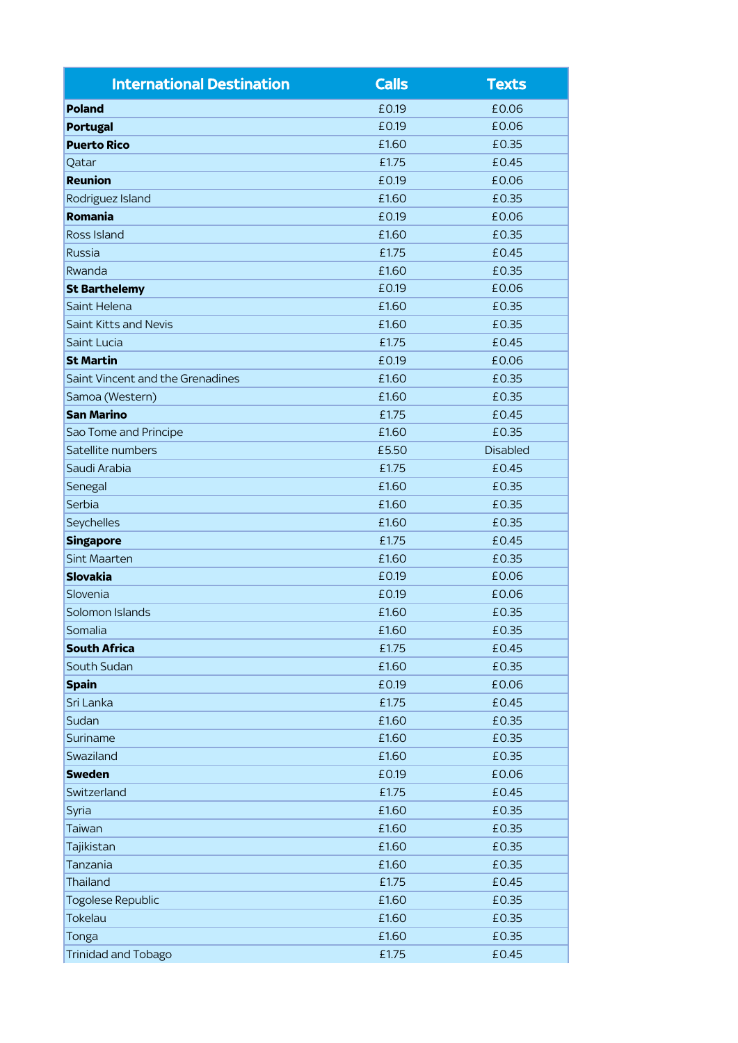| International Destination | Calls | Texts |
|---|---|---|
| **Poland** | £0.19 | £0.06 |
| **Portugal** | £0.19 | £0.06 |
| **Puerto Rico** | £1.60 | £0.35 |
| Qatar | £1.75 | £0.45 |
| **Reunion** | £0.19 | £0.06 |
| Rodriguez Island | £1.60 | £0.35 |
| **Romania** | £0.19 | £0.06 |
| Ross Island | £1.60 | £0.35 |
| Russia | £1.75 | £0.45 |
| Rwanda | £1.60 | £0.35 |
| **St Barthelemy** | £0.19 | £0.06 |
| Saint Helena | £1.60 | £0.35 |
| Saint Kitts and Nevis | £1.60 | £0.35 |
| Saint Lucia | £1.75 | £0.45 |
| **St Martin** | £0.19 | £0.06 |
| Saint Vincent and the Grenadines | £1.60 | £0.35 |
| Samoa (Western) | £1.60 | £0.35 |
| **San Marino** | £1.75 | £0.45 |
| Sao Tome and Principe | £1.60 | £0.35 |
| Satellite numbers | £5.50 | Disabled |
| Saudi Arabia | £1.75 | £0.45 |
| Senegal | £1.60 | £0.35 |
| Serbia | £1.60 | £0.35 |
| Seychelles | £1.60 | £0.35 |
| **Singapore** | £1.75 | £0.45 |
| Sint Maarten | £1.60 | £0.35 |
| **Slovakia** | £0.19 | £0.06 |
| Slovenia | £0.19 | £0.06 |
| Solomon Islands | £1.60 | £0.35 |
| Somalia | £1.60 | £0.35 |
| **South Africa** | £1.75 | £0.45 |
| South Sudan | £1.60 | £0.35 |
| **Spain** | £0.19 | £0.06 |
| Sri Lanka | £1.75 | £0.45 |
| Sudan | £1.60 | £0.35 |
| Suriname | £1.60 | £0.35 |
| Swaziland | £1.60 | £0.35 |
| **Sweden** | £0.19 | £0.06 |
| Switzerland | £1.75 | £0.45 |
| Syria | £1.60 | £0.35 |
| Taiwan | £1.60 | £0.35 |
| Tajikistan | £1.60 | £0.35 |
| Tanzania | £1.60 | £0.35 |
| Thailand | £1.75 | £0.45 |
| Togolese Republic | £1.60 | £0.35 |
| Tokelau | £1.60 | £0.35 |
| Tonga | £1.60 | £0.35 |
| Trinidad and Tobago | £1.75 | £0.45 |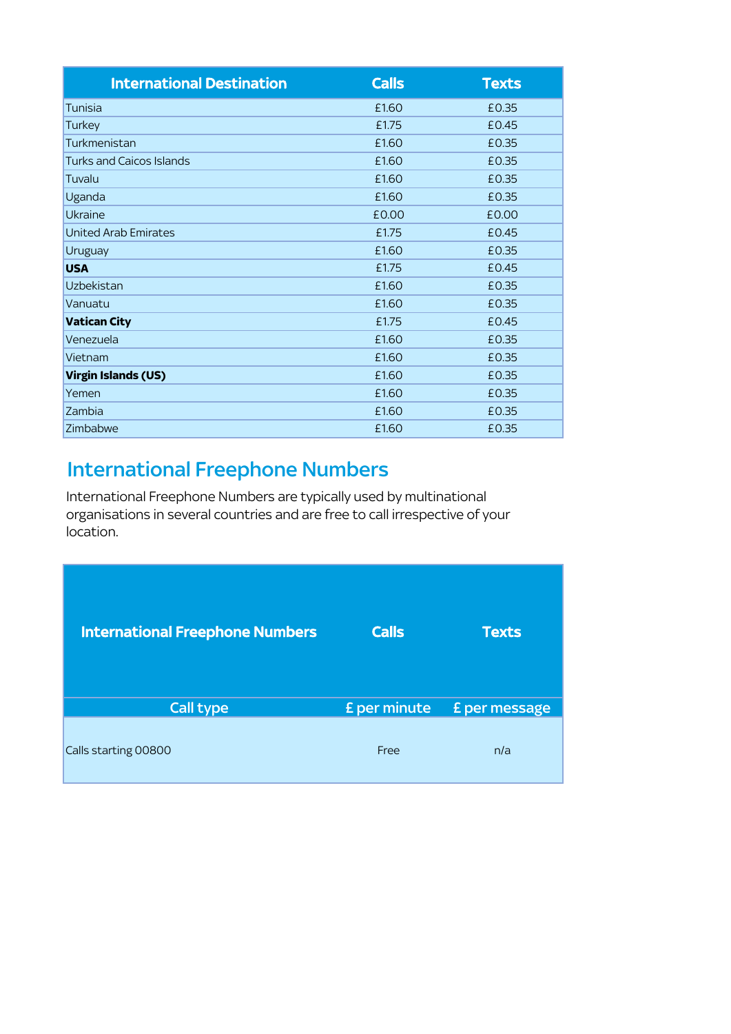| International Destination | Calls | Texts |
|---|---|---|
| Tunisia | £1.60 | £0.35 |
| Turkey | £1.75 | £0.45 |
| Turkmenistan | £1.60 | £0.35 |
| Turks and Caicos Islands | £1.60 | £0.35 |
| Tuvalu | £1.60 | £0.35 |
| Uganda | £1.60 | £0.35 |
| Ukraine | £0.00 | £0.00 |
| United Arab Emirates | £1.75 | £0.45 |
| Uruguay | £1.60 | £0.35 |
| **USA** | £1.75 | £0.45 |
| Uzbekistan | £1.60 | £0.35 |
| Vanuatu | £1.60 | £0.35 |
| **Vatican City** | £1.75 | £0.45 |
| Venezuela | £1.60 | £0.35 |
| Vietnam | £1.60 | £0.35 |
| **Virgin Islands (US)** | £1.60 | £0.35 |
| Yemen | £1.60 | £0.35 |
| Zambia | £1.60 | £0.35 |
| Zimbabwe | £1.60 | £0.35 |

## International Freephone Numbers

International Freephone Numbers are typically used by multinational organisations in several countries and are free to call irrespective of your location.

| International Freephone Numbers | Calls | Texts |
|---|---|---|
| Call type | £ per minute | £ per message |
| Calls starting 00800 | Free | n/a |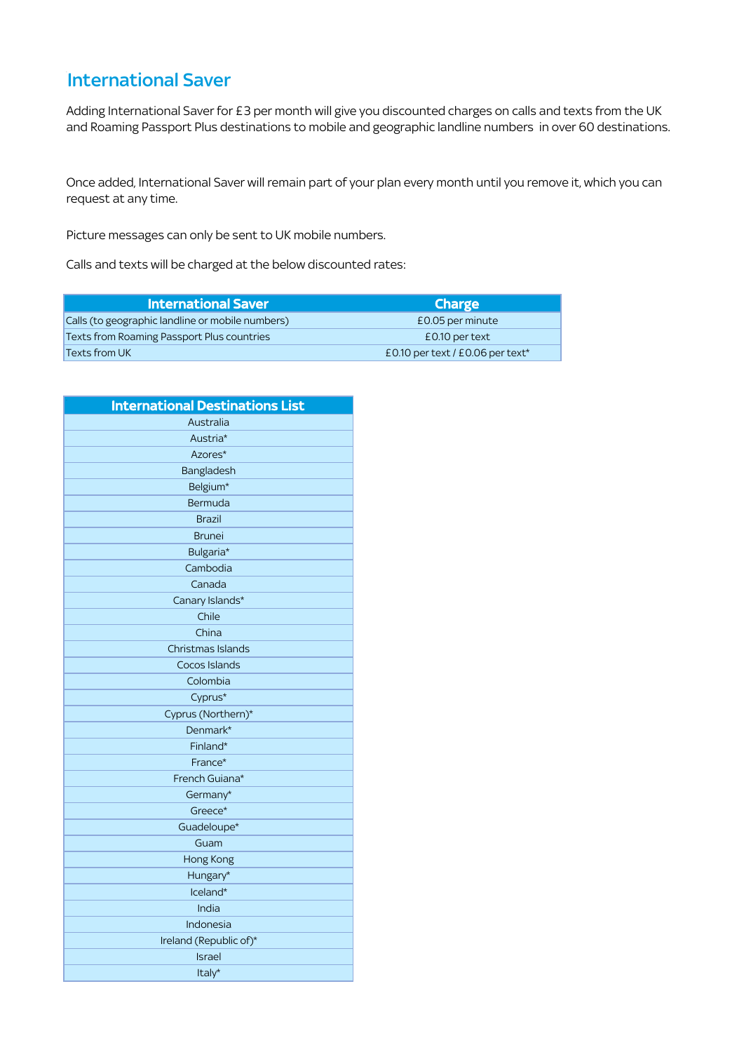## International Saver

Adding International Saver for £3 per month will give you discounted charges on calls and texts from the UK and Roaming Passport Plus destinations to mobile and geographic landline numbers in over 60 destinations.

Once added, International Saver will remain part of your plan every month until you remove it, which you can request at any time.

Picture messages can only be sent to UK mobile numbers.

Calls and texts will be charged at the below discounted rates:

| International Saver | Charge |
|---|---|
| Calls (to geographic landline or mobile numbers) | £0.05 per minute |
| Texts from Roaming Passport Plus countries | £0.10 per text |
| Texts from UK | £0.10 per text / £0.06 per text* |

| International Destinations List |
|---|
| Australia |
| Austria* |
| Azores* |
| Bangladesh |
| Belgium* |
| Bermuda |
| Brazil |
| Brunei |
| Bulgaria* |
| Cambodia |
| Canada |
| Canary Islands* |
| Chile |
| China |
| Christmas Islands |
| Cocos Islands |
| Colombia |
| Cyprus* |
| Cyprus (Northern)* |
| Denmark* |
| Finland* |
| France* |
| French Guiana* |
| Germany* |
| Greece* |
| Guadeloupe* |
| Guam |
| Hong Kong |
| Hungary* |
| Iceland* |
| India |
| Indonesia |
| Ireland (Republic of)* |
| Israel |
| Italy* |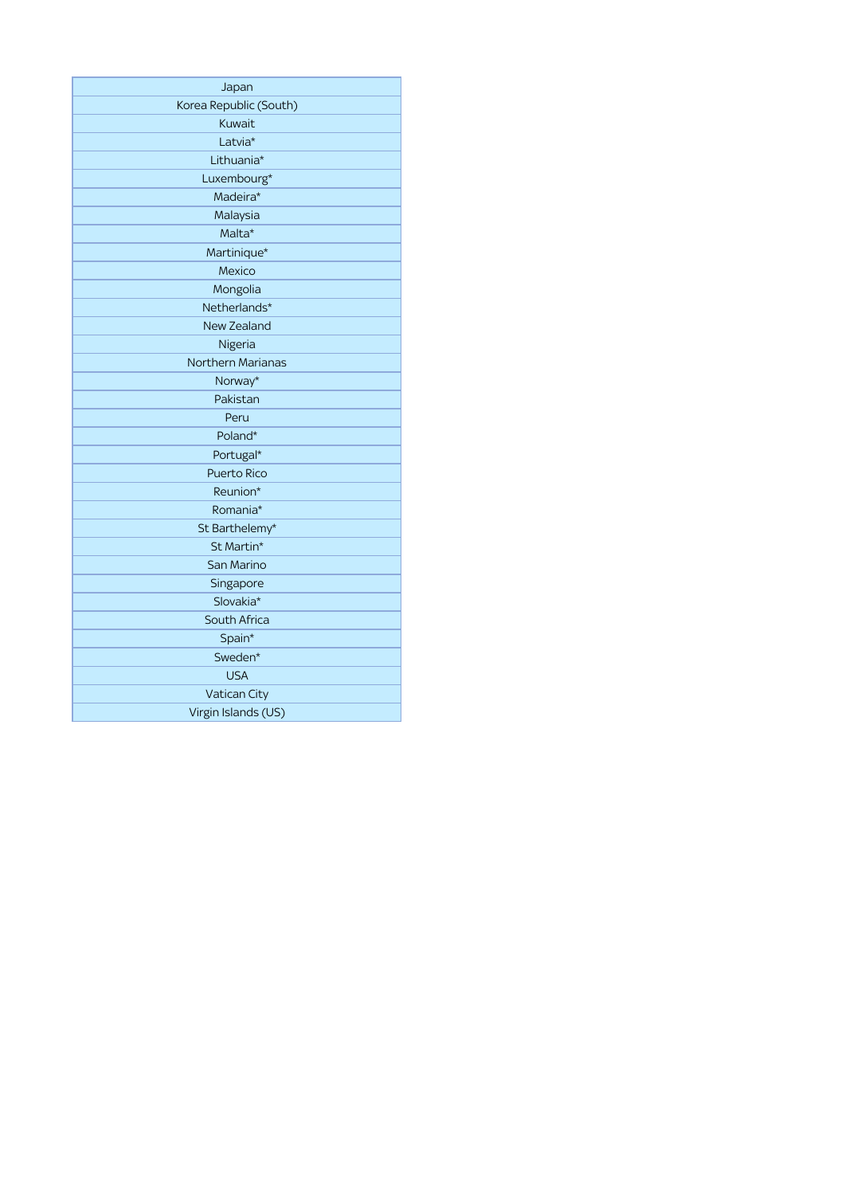| Japan |
| --- |
| Korea Republic (South) |
| Kuwait |
| Latvia* |
| Lithuania* |
| Luxembourg* |
| Madeira* |
| Malaysia |
| Malta* |
| Martinique* |
| Mexico |
| Mongolia |
| Netherlands* |
| New Zealand |
| Nigeria |
| Northern Marianas |
| Norway* |
| Pakistan |
| Peru |
| Poland* |
| Portugal* |
| Puerto Rico |
| Reunion* |
| Romania* |
| St Barthelemy* |
| St Martin* |
| San Marino |
| Singapore |
| Slovakia* |
| South Africa |
| Spain* |
| Sweden* |
| USA |
| Vatican City |
| Virgin Islands (US) |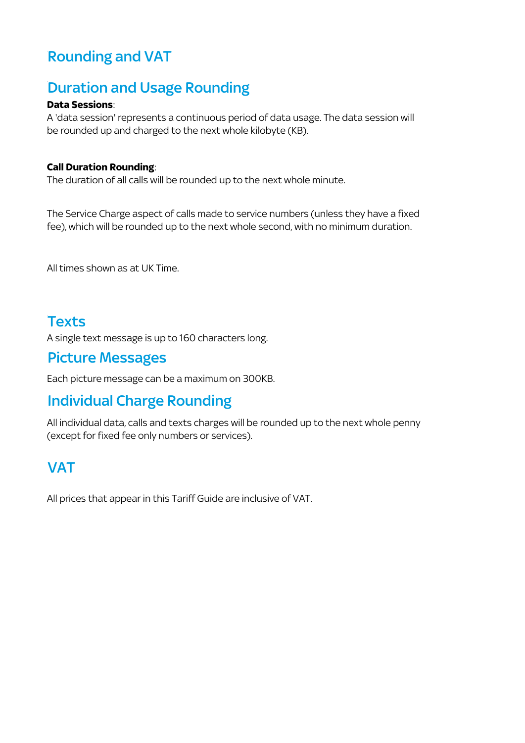# Rounding and VAT

## Duration and Usage Rounding

**Data Sessions**:
A 'data session' represents a continuous period of data usage. The data session will be rounded up and charged to the next whole kilobyte (KB).

**Call Duration Rounding**:
The duration of all calls will be rounded up to the next whole minute.

The Service Charge aspect of calls made to service numbers (unless they have a fixed fee), which will be rounded up to the next whole second, with no minimum duration.

All times shown as at UK Time.

## Texts

A single text message is up to 160 characters long.

## Picture Messages

Each picture message can be a maximum on 300KB.

## Individual Charge Rounding

All individual data, calls and texts charges will be rounded up to the next whole penny (except for fixed fee only numbers or services).

## VAT

All prices that appear in this Tariff Guide are inclusive of VAT.